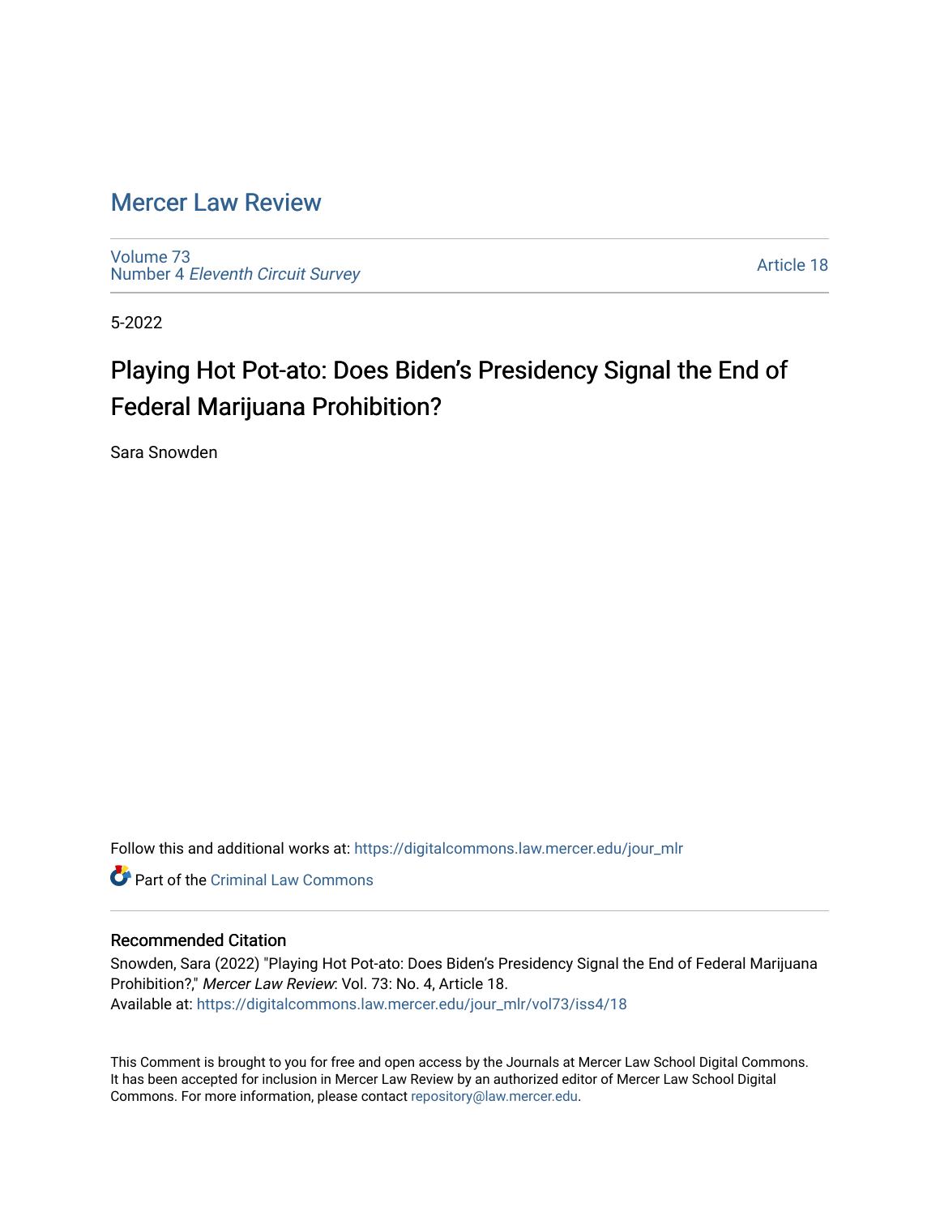# Mercer Law Review

Volume 73
Number 4 *Eleventh Circuit Survey*

Article 18

5-2022

## Playing Hot Pot-ato: Does Biden's Presidency Signal the End of Federal Marijuana Prohibition?

Sara Snowden

Follow this and additional works at: https://digitalcommons.law.mercer.edu/jour_mlr

Part of the Criminal Law Commons

### Recommended Citation

Snowden, Sara (2022) "Playing Hot Pot-ato: Does Biden's Presidency Signal the End of Federal Marijuana Prohibition?," *Mercer Law Review*: Vol. 73: No. 4, Article 18.
Available at: https://digitalcommons.law.mercer.edu/jour_mlr/vol73/iss4/18

This Comment is brought to you for free and open access by the Journals at Mercer Law School Digital Commons. It has been accepted for inclusion in Mercer Law Review by an authorized editor of Mercer Law School Digital Commons. For more information, please contact repository@law.mercer.edu.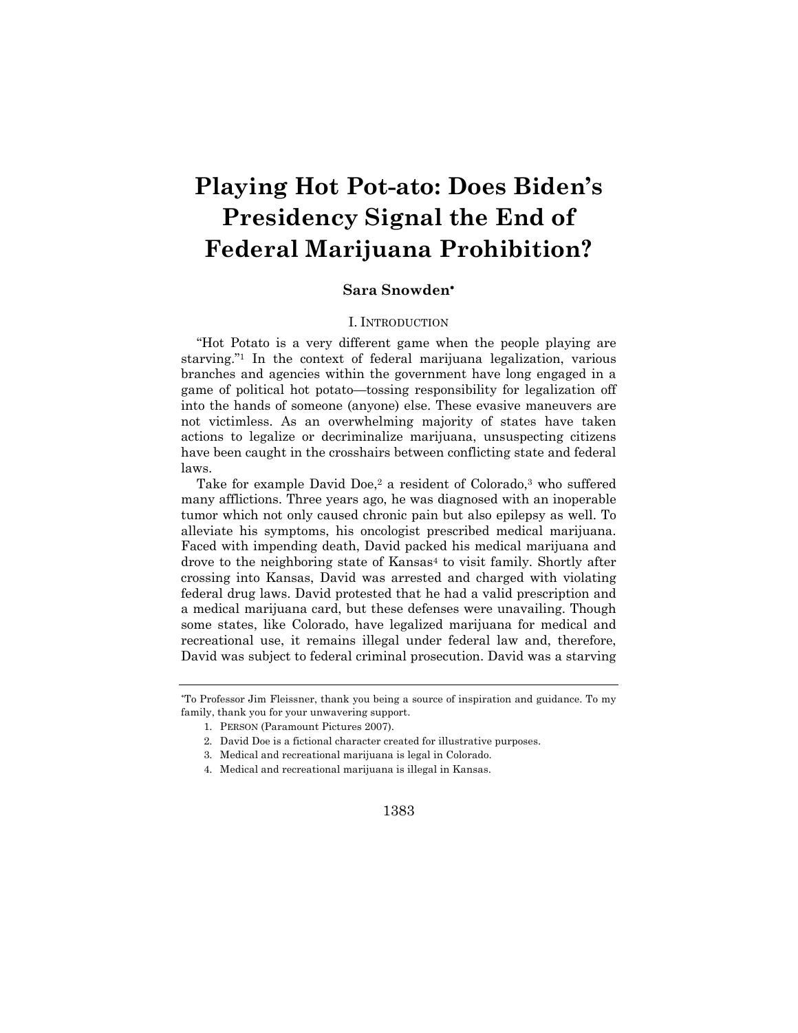# Playing Hot Pot-ato: Does Biden's Presidency Signal the End of Federal Marijuana Prohibition?

**Sara Snowden***

## I. INTRODUCTION

"Hot Potato is a very different game when the people playing are starving."[1] In the context of federal marijuana legalization, various branches and agencies within the government have long engaged in a game of political hot potato—tossing responsibility for legalization off into the hands of someone (anyone) else. These evasive maneuvers are not victimless. As an overwhelming majority of states have taken actions to legalize or decriminalize marijuana, unsuspecting citizens have been caught in the crosshairs between conflicting state and federal laws.

Take for example David Doe,[2] a resident of Colorado,[3] who suffered many afflictions. Three years ago, he was diagnosed with an inoperable tumor which not only caused chronic pain but also epilepsy as well. To alleviate his symptoms, his oncologist prescribed medical marijuana. Faced with impending death, David packed his medical marijuana and drove to the neighboring state of Kansas[4] to visit family. Shortly after crossing into Kansas, David was arrested and charged with violating federal drug laws. David protested that he had a valid prescription and a medical marijuana card, but these defenses were unavailing. Though some states, like Colorado, have legalized marijuana for medical and recreational use, it remains illegal under federal law and, therefore, David was subject to federal criminal prosecution. David was a starving

---

*To Professor Jim Fleissner, thank you being a source of inspiration and guidance. To my family, thank you for your unwavering support.

1. PERSON (Paramount Pictures 2007).
2. David Doe is a fictional character created for illustrative purposes.
3. Medical and recreational marijuana is legal in Colorado.
4. Medical and recreational marijuana is illegal in Kansas.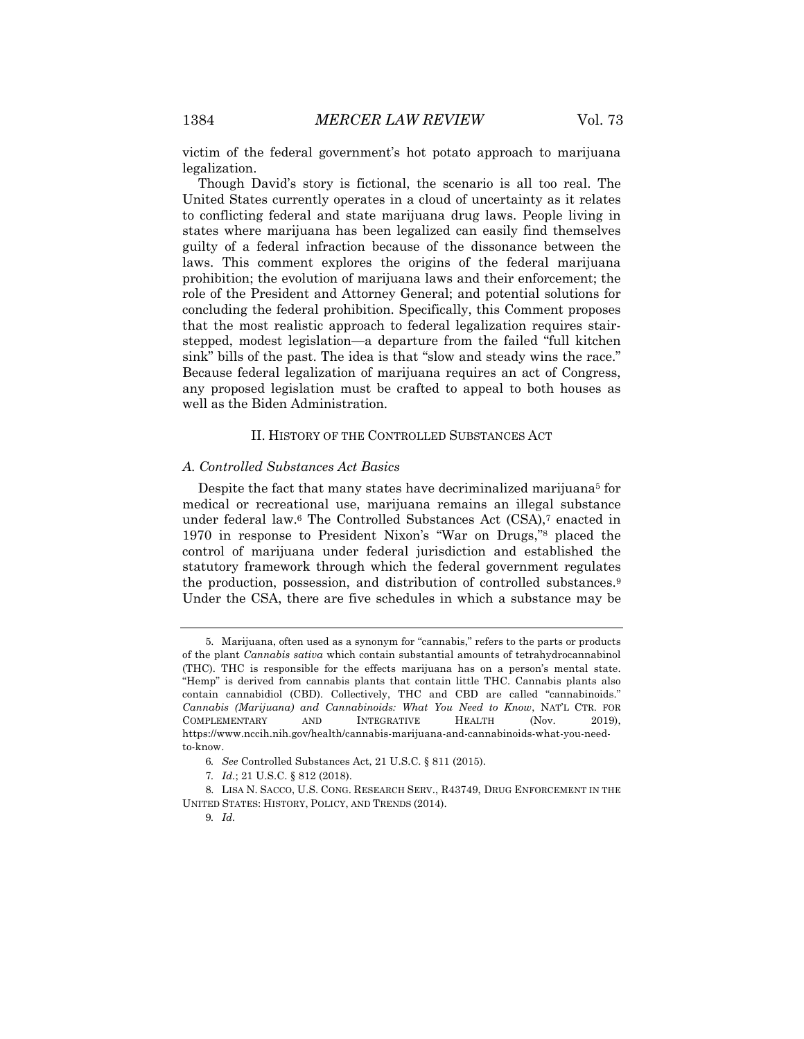victim of the federal government's hot potato approach to marijuana legalization.

Though David's story is fictional, the scenario is all too real. The United States currently operates in a cloud of uncertainty as it relates to conflicting federal and state marijuana drug laws. People living in states where marijuana has been legalized can easily find themselves guilty of a federal infraction because of the dissonance between the laws. This comment explores the origins of the federal marijuana prohibition; the evolution of marijuana laws and their enforcement; the role of the President and Attorney General; and potential solutions for concluding the federal prohibition. Specifically, this Comment proposes that the most realistic approach to federal legalization requires stair-stepped, modest legislation—a departure from the failed "full kitchen sink" bills of the past. The idea is that "slow and steady wins the race." Because federal legalization of marijuana requires an act of Congress, any proposed legislation must be crafted to appeal to both houses as well as the Biden Administration.

## II. History of the Controlled Substances Act

### *A. Controlled Substances Act Basics*

Despite the fact that many states have decriminalized marijuana[5] for medical or recreational use, marijuana remains an illegal substance under federal law.[6] The Controlled Substances Act (CSA),[7] enacted in 1970 in response to President Nixon's "War on Drugs,"[8] placed the control of marijuana under federal jurisdiction and established the statutory framework through which the federal government regulates the production, possession, and distribution of controlled substances.[9] Under the CSA, there are five schedules in which a substance may be

---

5. Marijuana, often used as a synonym for "cannabis," refers to the parts or products of the plant *Cannabis sativa* which contain substantial amounts of tetrahydrocannabinol (THC). THC is responsible for the effects marijuana has on a person's mental state. "Hemp" is derived from cannabis plants that contain little THC. Cannabis plants also contain cannabidiol (CBD). Collectively, THC and CBD are called "cannabinoids." *Cannabis (Marijuana) and Cannabinoids: What You Need to Know*, NAT'L CTR. FOR COMPLEMENTARY AND INTEGRATIVE HEALTH (Nov. 2019), https://www.nccih.nih.gov/health/cannabis-marijuana-and-cannabinoids-what-you-need-to-know.

6. *See* Controlled Substances Act, 21 U.S.C. § 811 (2015).

7. *Id.*; 21 U.S.C. § 812 (2018).

8. LISA N. SACCO, U.S. CONG. RESEARCH SERV., R43749, DRUG ENFORCEMENT IN THE UNITED STATES: HISTORY, POLICY, AND TRENDS (2014).

9. *Id.*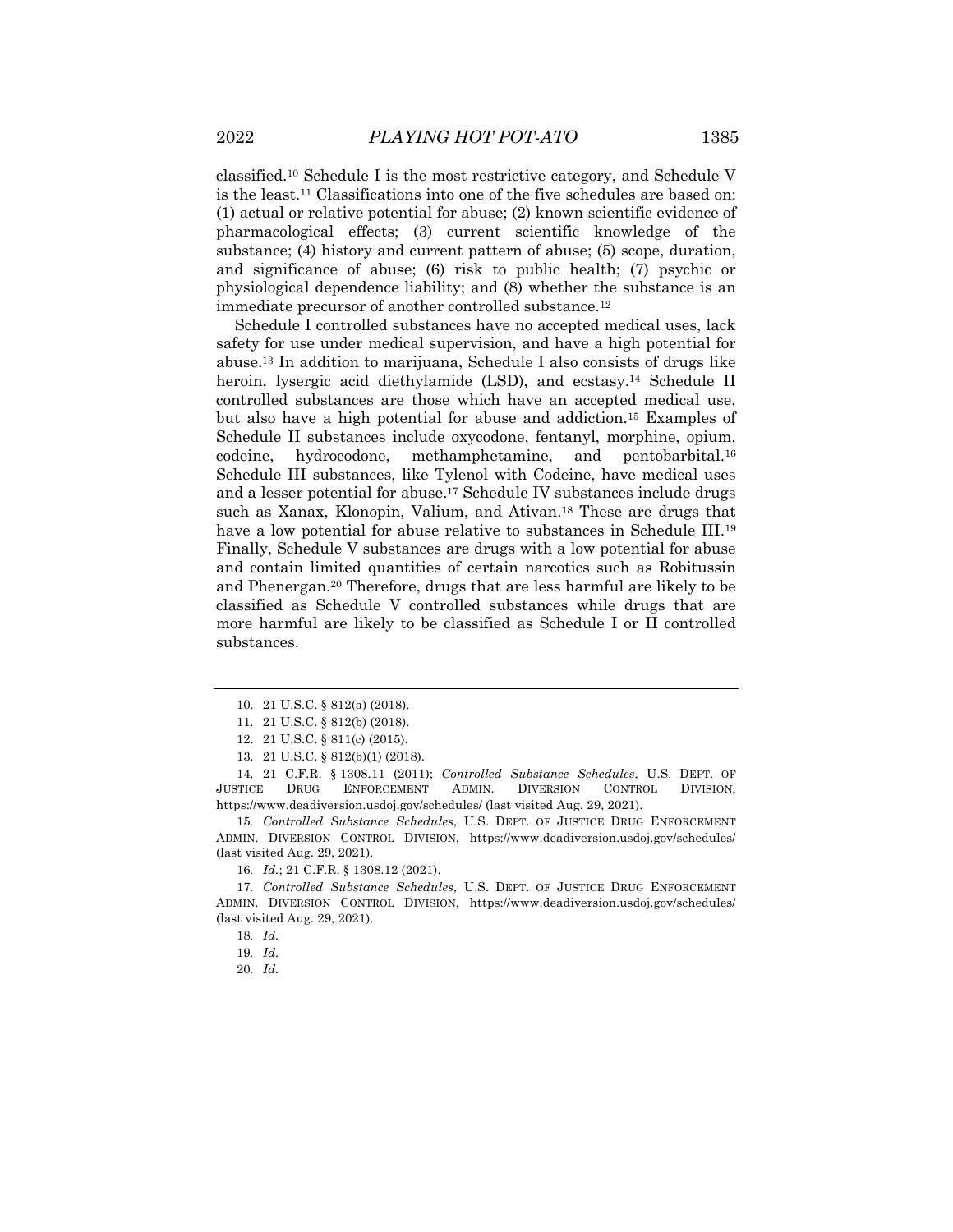classified.[10] Schedule I is the most restrictive category, and Schedule V is the least.[11] Classifications into one of the five schedules are based on: (1) actual or relative potential for abuse; (2) known scientific evidence of pharmacological effects; (3) current scientific knowledge of the substance; (4) history and current pattern of abuse; (5) scope, duration, and significance of abuse; (6) risk to public health; (7) psychic or physiological dependence liability; and (8) whether the substance is an immediate precursor of another controlled substance.[12]

Schedule I controlled substances have no accepted medical uses, lack safety for use under medical supervision, and have a high potential for abuse.[13] In addition to marijuana, Schedule I also consists of drugs like heroin, lysergic acid diethylamide (LSD), and ecstasy.[14] Schedule II controlled substances are those which have an accepted medical use, but also have a high potential for abuse and addiction.[15] Examples of Schedule II substances include oxycodone, fentanyl, morphine, opium, codeine, hydrocodone, methamphetamine, and pentobarbital.[16] Schedule III substances, like Tylenol with Codeine, have medical uses and a lesser potential for abuse.[17] Schedule IV substances include drugs such as Xanax, Klonopin, Valium, and Ativan.[18] These are drugs that have a low potential for abuse relative to substances in Schedule III.[19] Finally, Schedule V substances are drugs with a low potential for abuse and contain limited quantities of certain narcotics such as Robitussin and Phenergan.[20] Therefore, drugs that are less harmful are likely to be classified as Schedule V controlled substances while drugs that are more harmful are likely to be classified as Schedule I or II controlled substances.

---

10. 21 U.S.C. § 812(a) (2018).

11. 21 U.S.C. § 812(b) (2018).

12. 21 U.S.C. § 811(c) (2015).

13. 21 U.S.C. § 812(b)(1) (2018).

14. 21 C.F.R. § 1308.11 (2011); *Controlled Substance Schedules*, U.S. DEPT. OF JUSTICE DRUG ENFORCEMENT ADMIN. DIVERSION CONTROL DIVISION, https://www.deadiversion.usdoj.gov/schedules/ (last visited Aug. 29, 2021).

15. *Controlled Substance Schedules*, U.S. DEPT. OF JUSTICE DRUG ENFORCEMENT ADMIN. DIVERSION CONTROL DIVISION, https://www.deadiversion.usdoj.gov/schedules/ (last visited Aug. 29, 2021).

16. *Id.*; 21 C.F.R. § 1308.12 (2021).

17. *Controlled Substance Schedules*, U.S. DEPT. OF JUSTICE DRUG ENFORCEMENT ADMIN. DIVERSION CONTROL DIVISION, https://www.deadiversion.usdoj.gov/schedules/ (last visited Aug. 29, 2021).

18. *Id.*

19. *Id.*

20. *Id.*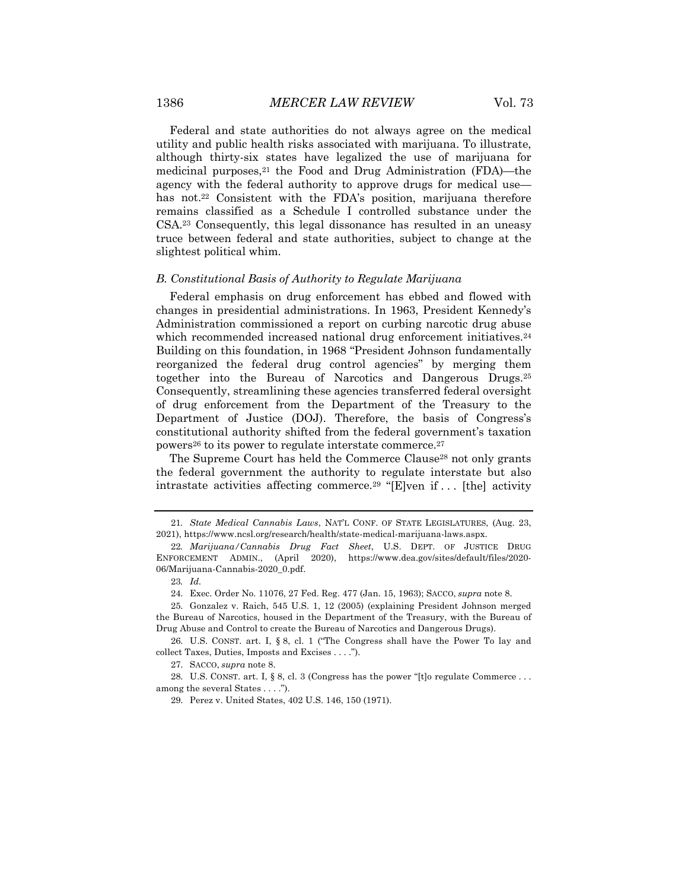Federal and state authorities do not always agree on the medical utility and public health risks associated with marijuana. To illustrate, although thirty-six states have legalized the use of marijuana for medicinal purposes,[21] the Food and Drug Administration (FDA)—the agency with the federal authority to approve drugs for medical use—has not.[22] Consistent with the FDA's position, marijuana therefore remains classified as a Schedule I controlled substance under the CSA.[23] Consequently, this legal dissonance has resulted in an uneasy truce between federal and state authorities, subject to change at the slightest political whim.

### *B. Constitutional Basis of Authority to Regulate Marijuana*

Federal emphasis on drug enforcement has ebbed and flowed with changes in presidential administrations. In 1963, President Kennedy's Administration commissioned a report on curbing narcotic drug abuse which recommended increased national drug enforcement initiatives.[24] Building on this foundation, in 1968 "President Johnson fundamentally reorganized the federal drug control agencies" by merging them together into the Bureau of Narcotics and Dangerous Drugs.[25] Consequently, streamlining these agencies transferred federal oversight of drug enforcement from the Department of the Treasury to the Department of Justice (DOJ). Therefore, the basis of Congress's constitutional authority shifted from the federal government's taxation powers[26] to its power to regulate interstate commerce.[27]

The Supreme Court has held the Commerce Clause[28] not only grants the federal government the authority to regulate interstate but also intrastate activities affecting commerce.[29] "[E]ven if . . . [the] activity

---

21. *State Medical Cannabis Laws*, NAT'L CONF. OF STATE LEGISLATURES, (Aug. 23, 2021), https://www.ncsl.org/research/health/state-medical-marijuana-laws.aspx.

22. *Marijuana/Cannabis Drug Fact Sheet*, U.S. DEPT. OF JUSTICE DRUG ENFORCEMENT ADMIN., (April 2020), https://www.dea.gov/sites/default/files/2020-06/Marijuana-Cannabis-2020_0.pdf.

23. *Id.*

24. Exec. Order No. 11076, 27 Fed. Reg. 477 (Jan. 15, 1963); SACCO, *supra* note 8.

25. Gonzalez v. Raich, 545 U.S. 1, 12 (2005) (explaining President Johnson merged the Bureau of Narcotics, housed in the Department of the Treasury, with the Bureau of Drug Abuse and Control to create the Bureau of Narcotics and Dangerous Drugs).

26. U.S. CONST. art. I, § 8, cl. 1 ("The Congress shall have the Power To lay and collect Taxes, Duties, Imposts and Excises . . . .").

27. SACCO, *supra* note 8.

28. U.S. CONST. art. I, § 8, cl. 3 (Congress has the power "[t]o regulate Commerce . . . among the several States . . . .").

29. Perez v. United States, 402 U.S. 146, 150 (1971).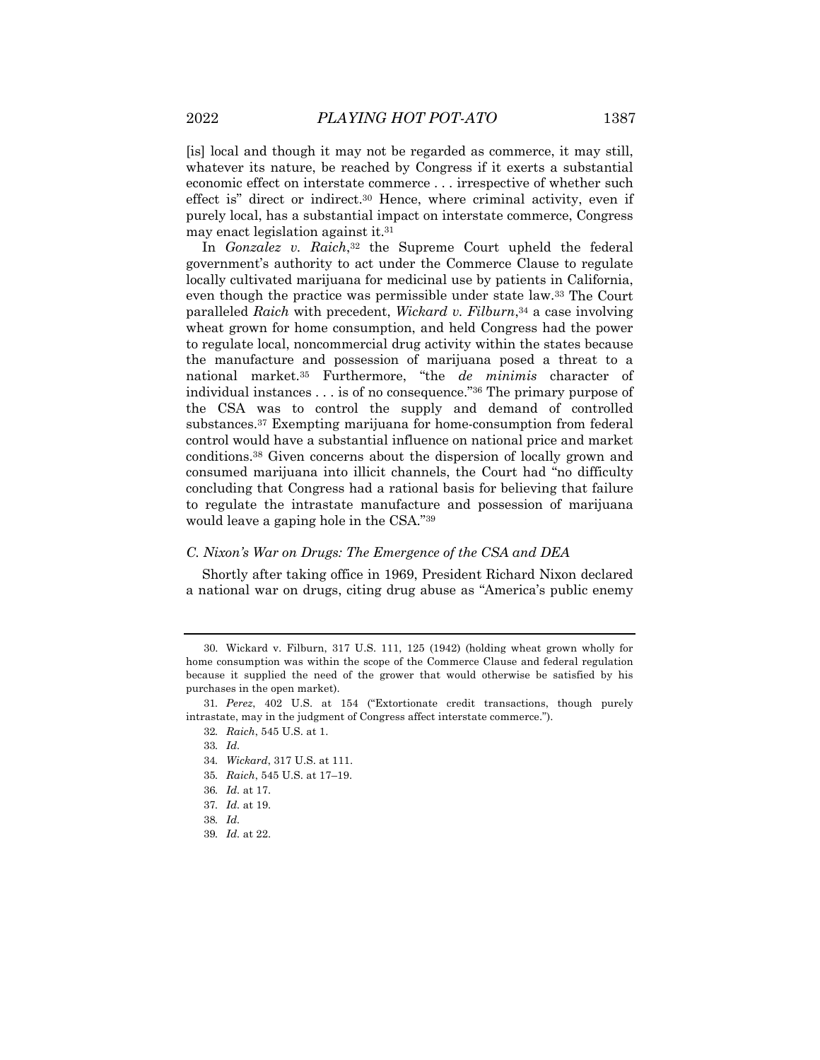[is] local and though it may not be regarded as commerce, it may still, whatever its nature, be reached by Congress if it exerts a substantial economic effect on interstate commerce . . . irrespective of whether such effect is" direct or indirect.[30] Hence, where criminal activity, even if purely local, has a substantial impact on interstate commerce, Congress may enact legislation against it.[31]

In *Gonzalez v. Raich*,[32] the Supreme Court upheld the federal government's authority to act under the Commerce Clause to regulate locally cultivated marijuana for medicinal use by patients in California, even though the practice was permissible under state law.[33] The Court paralleled *Raich* with precedent, *Wickard v. Filburn*,[34] a case involving wheat grown for home consumption, and held Congress had the power to regulate local, noncommercial drug activity within the states because the manufacture and possession of marijuana posed a threat to a national market.[35] Furthermore, "the *de minimis* character of individual instances . . . is of no consequence."[36] The primary purpose of the CSA was to control the supply and demand of controlled substances.[37] Exempting marijuana for home-consumption from federal control would have a substantial influence on national price and market conditions.[38] Given concerns about the dispersion of locally grown and consumed marijuana into illicit channels, the Court had "no difficulty concluding that Congress had a rational basis for believing that failure to regulate the intrastate manufacture and possession of marijuana would leave a gaping hole in the CSA."[39]

### *C. Nixon's War on Drugs: The Emergence of the CSA and DEA*

Shortly after taking office in 1969, President Richard Nixon declared a national war on drugs, citing drug abuse as "America's public enemy

---

30. Wickard v. Filburn, 317 U.S. 111, 125 (1942) (holding wheat grown wholly for home consumption was within the scope of the Commerce Clause and federal regulation because it supplied the need of the grower that would otherwise be satisfied by his purchases in the open market).

31. *Perez*, 402 U.S. at 154 ("Extortionate credit transactions, though purely intrastate, may in the judgment of Congress affect interstate commerce.").

32. *Raich*, 545 U.S. at 1.

33. *Id.*

34. *Wickard*, 317 U.S. at 111.

35. *Raich*, 545 U.S. at 17–19.

36. *Id.* at 17.

37. *Id.* at 19.

38. *Id.*

39. *Id.* at 22.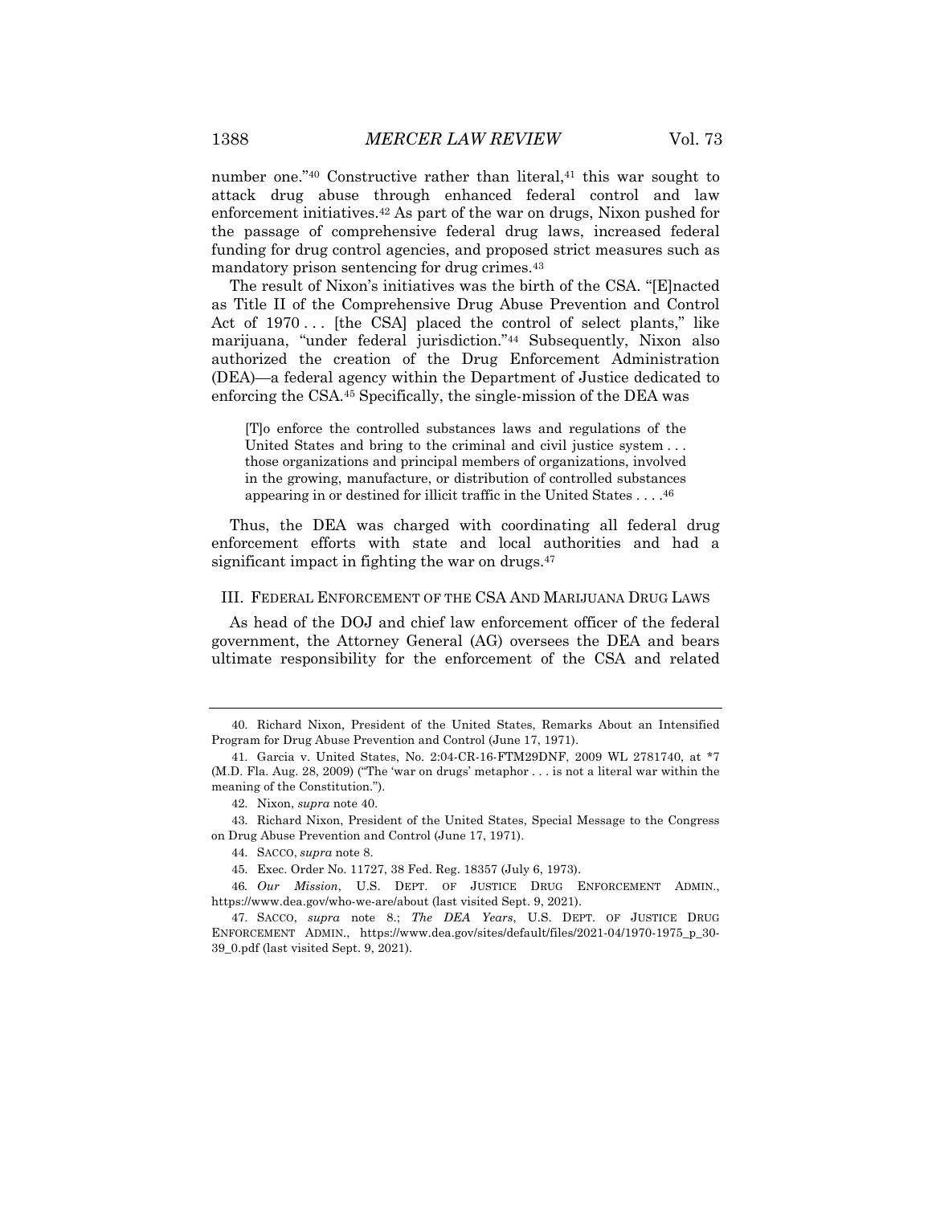number one."[40] Constructive rather than literal,[41] this war sought to attack drug abuse through enhanced federal control and law enforcement initiatives.[42] As part of the war on drugs, Nixon pushed for the passage of comprehensive federal drug laws, increased federal funding for drug control agencies, and proposed strict measures such as mandatory prison sentencing for drug crimes.[43]

The result of Nixon's initiatives was the birth of the CSA. "[E]nacted as Title II of the Comprehensive Drug Abuse Prevention and Control Act of 1970 . . . [the CSA] placed the control of select plants," like marijuana, "under federal jurisdiction."[44] Subsequently, Nixon also authorized the creation of the Drug Enforcement Administration (DEA)—a federal agency within the Department of Justice dedicated to enforcing the CSA.[45] Specifically, the single-mission of the DEA was

> [T]o enforce the controlled substances laws and regulations of the United States and bring to the criminal and civil justice system . . . those organizations and principal members of organizations, involved in the growing, manufacture, or distribution of controlled substances appearing in or destined for illicit traffic in the United States . . . .[46]

Thus, the DEA was charged with coordinating all federal drug enforcement efforts with state and local authorities and had a significant impact in fighting the war on drugs.[47]

## III. Federal Enforcement of the CSA and Marijuana Drug Laws

As head of the DOJ and chief law enforcement officer of the federal government, the Attorney General (AG) oversees the DEA and bears ultimate responsibility for the enforcement of the CSA and related

---

40. Richard Nixon, President of the United States, Remarks About an Intensified Program for Drug Abuse Prevention and Control (June 17, 1971).

41. Garcia v. United States, No. 2:04-CR-16-FTM29DNF, 2009 WL 2781740, at *7 (M.D. Fla. Aug. 28, 2009) ("The 'war on drugs' metaphor . . . is not a literal war within the meaning of the Constitution.").

42. Nixon, *supra* note 40.

43. Richard Nixon, President of the United States, Special Message to the Congress on Drug Abuse Prevention and Control (June 17, 1971).

44. SACCO, *supra* note 8.

45. Exec. Order No. 11727, 38 Fed. Reg. 18357 (July 6, 1973).

46. *Our Mission*, U.S. DEPT. OF JUSTICE DRUG ENFORCEMENT ADMIN., https://www.dea.gov/who-we-are/about (last visited Sept. 9, 2021).

47. SACCO, *supra* note 8.; *The DEA Years*, U.S. DEPT. OF JUSTICE DRUG ENFORCEMENT ADMIN., https://www.dea.gov/sites/default/files/2021-04/1970-1975_p_30-39_0.pdf (last visited Sept. 9, 2021).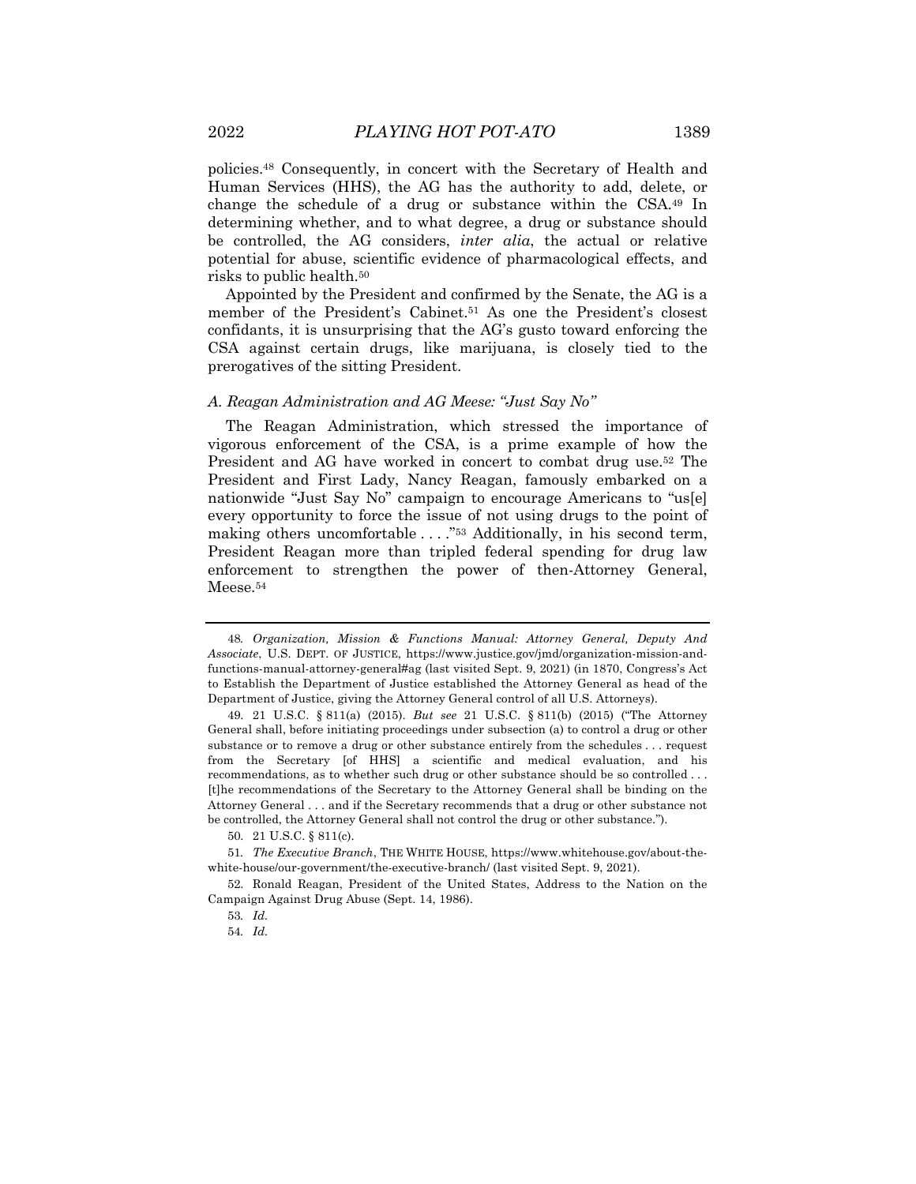policies.[48] Consequently, in concert with the Secretary of Health and Human Services (HHS), the AG has the authority to add, delete, or change the schedule of a drug or substance within the CSA.[49] In determining whether, and to what degree, a drug or substance should be controlled, the AG considers, *inter alia*, the actual or relative potential for abuse, scientific evidence of pharmacological effects, and risks to public health.[50]

Appointed by the President and confirmed by the Senate, the AG is a member of the President's Cabinet.[51] As one the President's closest confidants, it is unsurprising that the AG's gusto toward enforcing the CSA against certain drugs, like marijuana, is closely tied to the prerogatives of the sitting President.

### *A. Reagan Administration and AG Meese: "Just Say No"*

The Reagan Administration, which stressed the importance of vigorous enforcement of the CSA, is a prime example of how the President and AG have worked in concert to combat drug use.[52] The President and First Lady, Nancy Reagan, famously embarked on a nationwide "Just Say No" campaign to encourage Americans to "us[e] every opportunity to force the issue of not using drugs to the point of making others uncomfortable . . . ."[53] Additionally, in his second term, President Reagan more than tripled federal spending for drug law enforcement to strengthen the power of then-Attorney General, Meese.[54]

---

48. *Organization, Mission & Functions Manual: Attorney General, Deputy And Associate*, U.S. DEPT. OF JUSTICE, https://www.justice.gov/jmd/organization-mission-and-functions-manual-attorney-general#ag (last visited Sept. 9, 2021) (in 1870, Congress's Act to Establish the Department of Justice established the Attorney General as head of the Department of Justice, giving the Attorney General control of all U.S. Attorneys).

49. 21 U.S.C. § 811(a) (2015). *But see* 21 U.S.C. § 811(b) (2015) ("The Attorney General shall, before initiating proceedings under subsection (a) to control a drug or other substance or to remove a drug or other substance entirely from the schedules . . . request from the Secretary [of HHS] a scientific and medical evaluation, and his recommendations, as to whether such drug or other substance should be so controlled . . . [t]he recommendations of the Secretary to the Attorney General shall be binding on the Attorney General . . . and if the Secretary recommends that a drug or other substance not be controlled, the Attorney General shall not control the drug or other substance.").

50. 21 U.S.C. § 811(c).

51. *The Executive Branch*, THE WHITE HOUSE, https://www.whitehouse.gov/about-the-white-house/our-government/the-executive-branch/ (last visited Sept. 9, 2021).

52. Ronald Reagan, President of the United States, Address to the Nation on the Campaign Against Drug Abuse (Sept. 14, 1986).

53. *Id.*

54. *Id.*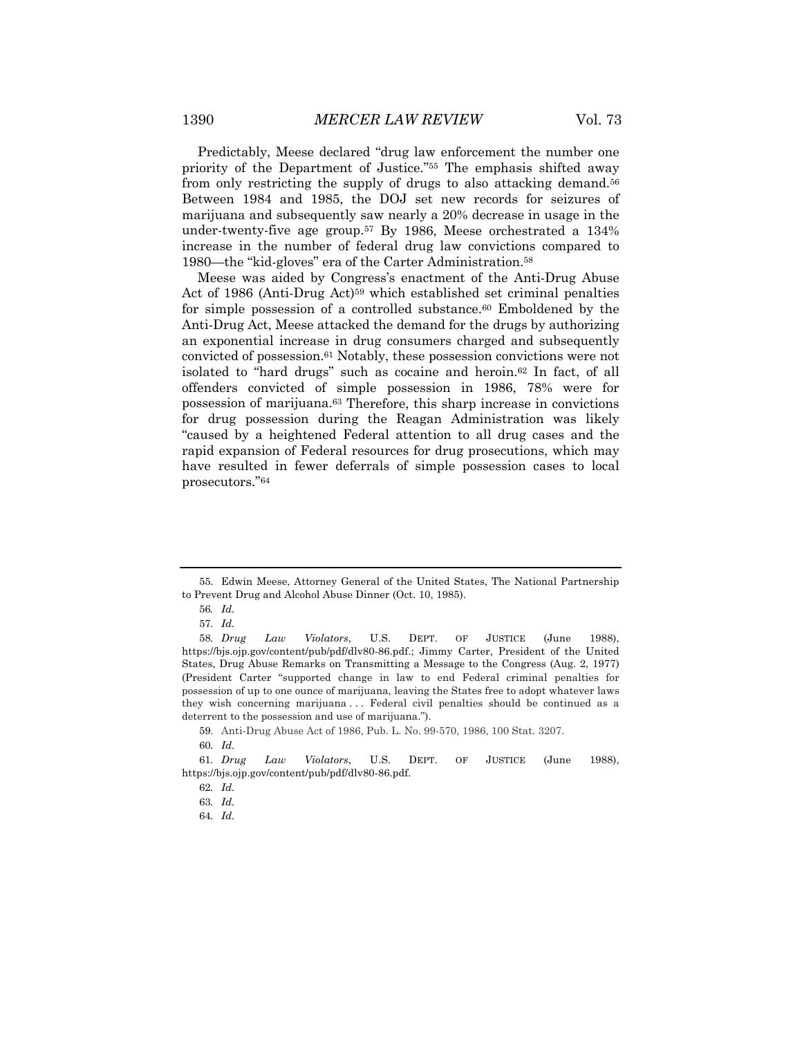Predictably, Meese declared "drug law enforcement the number one priority of the Department of Justice."[55] The emphasis shifted away from only restricting the supply of drugs to also attacking demand.[56] Between 1984 and 1985, the DOJ set new records for seizures of marijuana and subsequently saw nearly a 20% decrease in usage in the under-twenty-five age group.[57] By 1986, Meese orchestrated a 134% increase in the number of federal drug law convictions compared to 1980—the "kid-gloves" era of the Carter Administration.[58]

Meese was aided by Congress's enactment of the Anti-Drug Abuse Act of 1986 (Anti-Drug Act)[59] which established set criminal penalties for simple possession of a controlled substance.[60] Emboldened by the Anti-Drug Act, Meese attacked the demand for the drugs by authorizing an exponential increase in drug consumers charged and subsequently convicted of possession.[61] Notably, these possession convictions were not isolated to "hard drugs" such as cocaine and heroin.[62] In fact, of all offenders convicted of simple possession in 1986, 78% were for possession of marijuana.[63] Therefore, this sharp increase in convictions for drug possession during the Reagan Administration was likely "caused by a heightened Federal attention to all drug cases and the rapid expansion of Federal resources for drug prosecutions, which may have resulted in fewer deferrals of simple possession cases to local prosecutors."[64]

---

55. Edwin Meese, Attorney General of the United States, The National Partnership to Prevent Drug and Alcohol Abuse Dinner (Oct. 10, 1985).

56. *Id.*

57. *Id.*

58. *Drug Law Violators*, U.S. DEPT. OF JUSTICE (June 1988), https://bjs.ojp.gov/content/pub/pdf/dlv80-86.pdf.; Jimmy Carter, President of the United States, Drug Abuse Remarks on Transmitting a Message to the Congress (Aug. 2, 1977) (President Carter "supported change in law to end Federal criminal penalties for possession of up to one ounce of marijuana, leaving the States free to adopt whatever laws they wish concerning marijuana . . . Federal civil penalties should be continued as a deterrent to the possession and use of marijuana.").

59. Anti-Drug Abuse Act of 1986, Pub. L. No. 99-570, 1986, 100 Stat. 3207.

60. *Id.*

61. *Drug Law Violators*, U.S. DEPT. OF JUSTICE (June 1988), https://bjs.ojp.gov/content/pub/pdf/dlv80-86.pdf.

62. *Id.*

63. *Id.*

64. *Id.*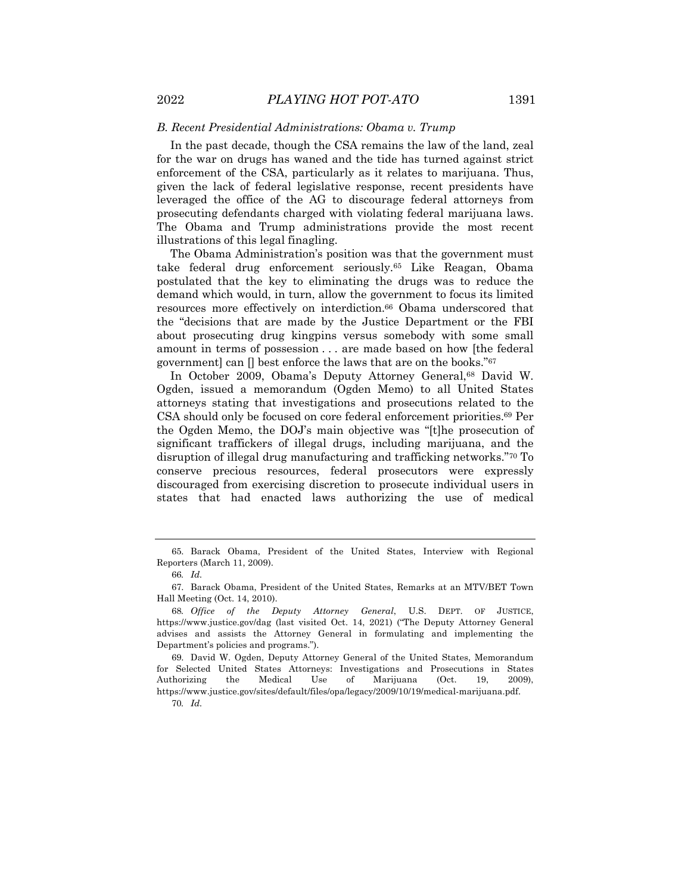### *B. Recent Presidential Administrations: Obama v. Trump*

In the past decade, though the CSA remains the law of the land, zeal for the war on drugs has waned and the tide has turned against strict enforcement of the CSA, particularly as it relates to marijuana. Thus, given the lack of federal legislative response, recent presidents have leveraged the office of the AG to discourage federal attorneys from prosecuting defendants charged with violating federal marijuana laws. The Obama and Trump administrations provide the most recent illustrations of this legal finagling.

The Obama Administration's position was that the government must take federal drug enforcement seriously.[65] Like Reagan, Obama postulated that the key to eliminating the drugs was to reduce the demand which would, in turn, allow the government to focus its limited resources more effectively on interdiction.[66] Obama underscored that the "decisions that are made by the Justice Department or the FBI about prosecuting drug kingpins versus somebody with some small amount in terms of possession . . . are made based on how [the federal government] can [] best enforce the laws that are on the books."[67]

In October 2009, Obama's Deputy Attorney General,[68] David W. Ogden, issued a memorandum (Ogden Memo) to all United States attorneys stating that investigations and prosecutions related to the CSA should only be focused on core federal enforcement priorities.[69] Per the Ogden Memo, the DOJ's main objective was "[t]he prosecution of significant traffickers of illegal drugs, including marijuana, and the disruption of illegal drug manufacturing and trafficking networks."[70] To conserve precious resources, federal prosecutors were expressly discouraged from exercising discretion to prosecute individual users in states that had enacted laws authorizing the use of medical

---

65. Barack Obama, President of the United States, Interview with Regional Reporters (March 11, 2009).

66. *Id.*

67. Barack Obama, President of the United States, Remarks at an MTV/BET Town Hall Meeting (Oct. 14, 2010).

68. *Office of the Deputy Attorney General*, U.S. DEPT. OF JUSTICE, https://www.justice.gov/dag (last visited Oct. 14, 2021) ("The Deputy Attorney General advises and assists the Attorney General in formulating and implementing the Department's policies and programs.").

69. David W. Ogden, Deputy Attorney General of the United States, Memorandum for Selected United States Attorneys: Investigations and Prosecutions in States Authorizing the Medical Use of Marijuana (Oct. 19, 2009), https://www.justice.gov/sites/default/files/opa/legacy/2009/10/19/medical-marijuana.pdf.

70. *Id.*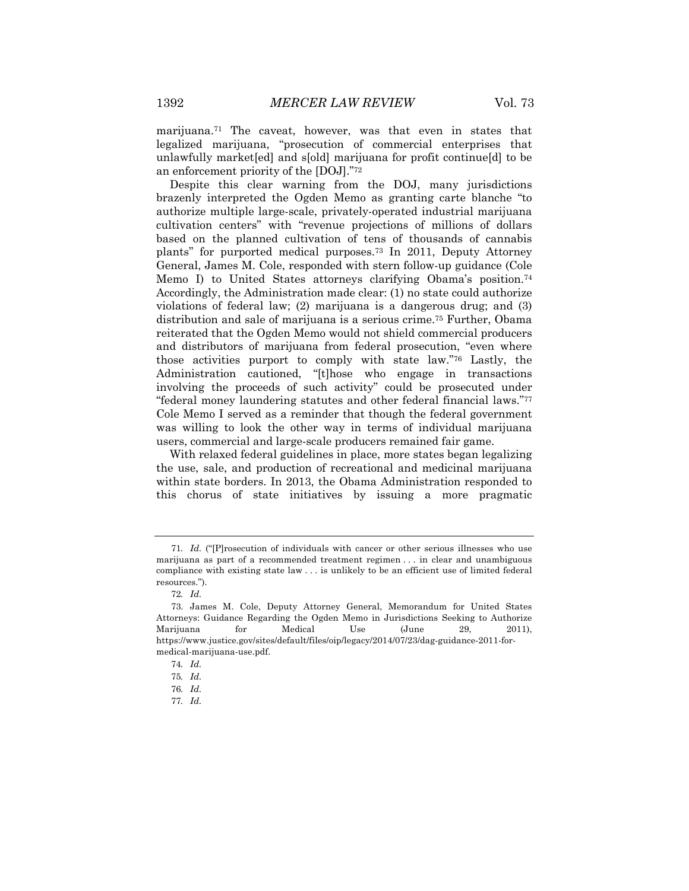marijuana.[71] The caveat, however, was that even in states that legalized marijuana, "prosecution of commercial enterprises that unlawfully market[ed] and s[old] marijuana for profit continue[d] to be an enforcement priority of the [DOJ]."[72]

Despite this clear warning from the DOJ, many jurisdictions brazenly interpreted the Ogden Memo as granting carte blanche "to authorize multiple large-scale, privately-operated industrial marijuana cultivation centers" with "revenue projections of millions of dollars based on the planned cultivation of tens of thousands of cannabis plants" for purported medical purposes.[73] In 2011, Deputy Attorney General, James M. Cole, responded with stern follow-up guidance (Cole Memo I) to United States attorneys clarifying Obama's position.[74] Accordingly, the Administration made clear: (1) no state could authorize violations of federal law; (2) marijuana is a dangerous drug; and (3) distribution and sale of marijuana is a serious crime.[75] Further, Obama reiterated that the Ogden Memo would not shield commercial producers and distributors of marijuana from federal prosecution, "even where those activities purport to comply with state law."[76] Lastly, the Administration cautioned, "[t]hose who engage in transactions involving the proceeds of such activity" could be prosecuted under "federal money laundering statutes and other federal financial laws."[77] Cole Memo I served as a reminder that though the federal government was willing to look the other way in terms of individual marijuana users, commercial and large-scale producers remained fair game.

With relaxed federal guidelines in place, more states began legalizing the use, sale, and production of recreational and medicinal marijuana within state borders. In 2013, the Obama Administration responded to this chorus of state initiatives by issuing a more pragmatic

---

71. *Id.* ("[P]rosecution of individuals with cancer or other serious illnesses who use marijuana as part of a recommended treatment regimen . . . in clear and unambiguous compliance with existing state law . . . is unlikely to be an efficient use of limited federal resources.").

72. *Id.*

73. James M. Cole, Deputy Attorney General, Memorandum for United States Attorneys: Guidance Regarding the Ogden Memo in Jurisdictions Seeking to Authorize Marijuana for Medical Use (June 29, 2011), https://www.justice.gov/sites/default/files/oip/legacy/2014/07/23/dag-guidance-2011-for-medical-marijuana-use.pdf.

74. *Id.*

75. *Id.*

76. *Id.*

77. *Id.*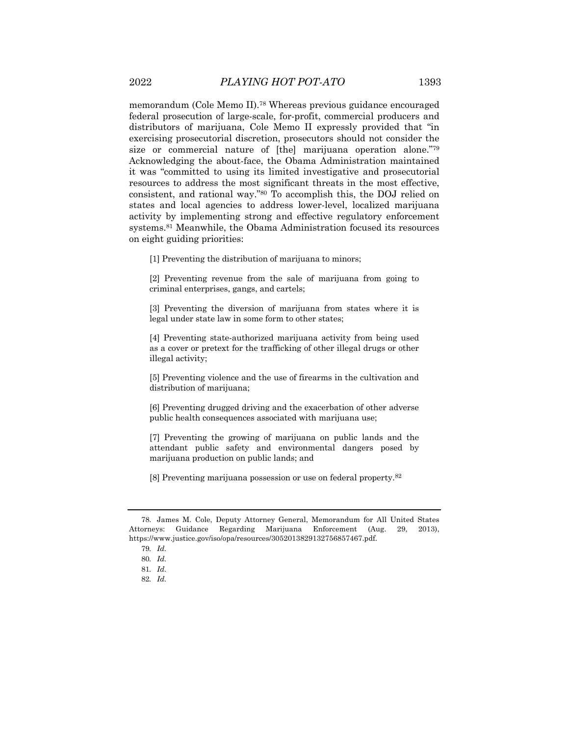memorandum (Cole Memo II).[78] Whereas previous guidance encouraged federal prosecution of large-scale, for-profit, commercial producers and distributors of marijuana, Cole Memo II expressly provided that "in exercising prosecutorial discretion, prosecutors should not consider the size or commercial nature of [the] marijuana operation alone."[79] Acknowledging the about-face, the Obama Administration maintained it was "committed to using its limited investigative and prosecutorial resources to address the most significant threats in the most effective, consistent, and rational way."[80] To accomplish this, the DOJ relied on states and local agencies to address lower-level, localized marijuana activity by implementing strong and effective regulatory enforcement systems.[81] Meanwhile, the Obama Administration focused its resources on eight guiding priorities:

> [1] Preventing the distribution of marijuana to minors;
>
> [2] Preventing revenue from the sale of marijuana from going to criminal enterprises, gangs, and cartels;
>
> [3] Preventing the diversion of marijuana from states where it is legal under state law in some form to other states;
>
> [4] Preventing state-authorized marijuana activity from being used as a cover or pretext for the trafficking of other illegal drugs or other illegal activity;
>
> [5] Preventing violence and the use of firearms in the cultivation and distribution of marijuana;
>
> [6] Preventing drugged driving and the exacerbation of other adverse public health consequences associated with marijuana use;
>
> [7] Preventing the growing of marijuana on public lands and the attendant public safety and environmental dangers posed by marijuana production on public lands; and
>
> [8] Preventing marijuana possession or use on federal property.[82]

---

78. James M. Cole, Deputy Attorney General, Memorandum for All United States Attorneys: Guidance Regarding Marijuana Enforcement (Aug. 29, 2013), https://www.justice.gov/iso/opa/resources/3052013829132756857467.pdf.

79. *Id.*

80. *Id.*

81. *Id.*

82. *Id.*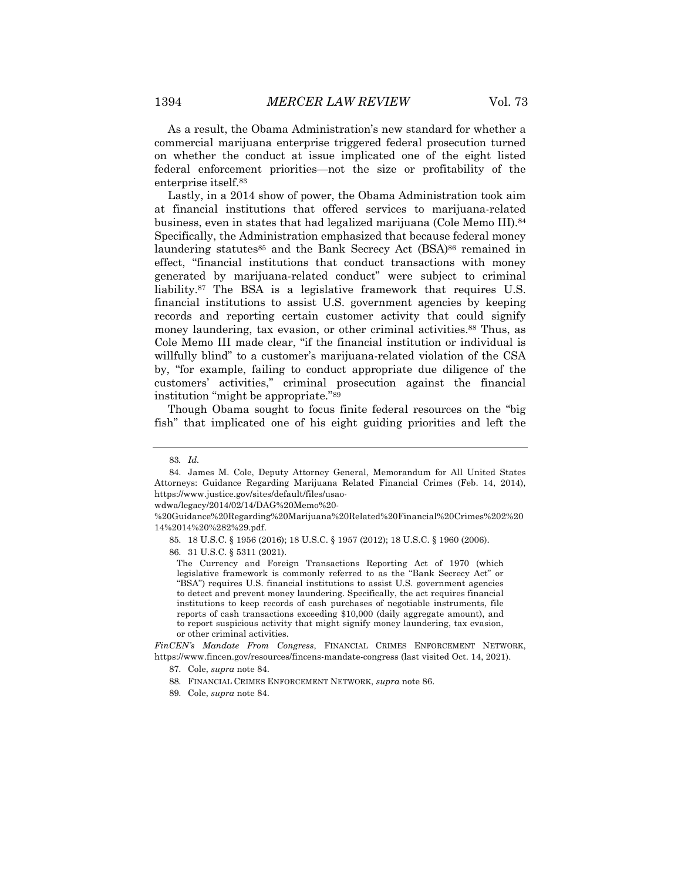As a result, the Obama Administration's new standard for whether a commercial marijuana enterprise triggered federal prosecution turned on whether the conduct at issue implicated one of the eight listed federal enforcement priorities—not the size or profitability of the enterprise itself.[83]

Lastly, in a 2014 show of power, the Obama Administration took aim at financial institutions that offered services to marijuana-related business, even in states that had legalized marijuana (Cole Memo III).[84] Specifically, the Administration emphasized that because federal money laundering statutes[85] and the Bank Secrecy Act (BSA)[86] remained in effect, "financial institutions that conduct transactions with money generated by marijuana-related conduct" were subject to criminal liability.[87] The BSA is a legislative framework that requires U.S. financial institutions to assist U.S. government agencies by keeping records and reporting certain customer activity that could signify money laundering, tax evasion, or other criminal activities.[88] Thus, as Cole Memo III made clear, "if the financial institution or individual is willfully blind" to a customer's marijuana-related violation of the CSA by, "for example, failing to conduct appropriate due diligence of the customers' activities," criminal prosecution against the financial institution "might be appropriate."[89]

Though Obama sought to focus finite federal resources on the "big fish" that implicated one of his eight guiding priorities and left the

---

83. *Id.*

84. James M. Cole, Deputy Attorney General, Memorandum for All United States Attorneys: Guidance Regarding Marijuana Related Financial Crimes (Feb. 14, 2014), https://www.justice.gov/sites/default/files/usao-wdwa/legacy/2014/02/14/DAG%20Memo%20-%20Guidance%20Regarding%20Marijuana%20Related%20Financial%20Crimes%202%2014%2014%20%282%29.pdf.

85. 18 U.S.C. § 1956 (2016); 18 U.S.C. § 1957 (2012); 18 U.S.C. § 1960 (2006).

86. 31 U.S.C. § 5311 (2021).

> The Currency and Foreign Transactions Reporting Act of 1970 (which legislative framework is commonly referred to as the "Bank Secrecy Act" or "BSA") requires U.S. financial institutions to assist U.S. government agencies to detect and prevent money laundering. Specifically, the act requires financial institutions to keep records of cash purchases of negotiable instruments, file reports of cash transactions exceeding $10,000 (daily aggregate amount), and to report suspicious activity that might signify money laundering, tax evasion, or other criminal activities.

*FinCEN's Mandate From Congress*, FINANCIAL CRIMES ENFORCEMENT NETWORK, https://www.fincen.gov/resources/fincens-mandate-congress (last visited Oct. 14, 2021).

87. Cole, *supra* note 84.

88. FINANCIAL CRIMES ENFORCEMENT NETWORK, *supra* note 86.

89. Cole, *supra* note 84.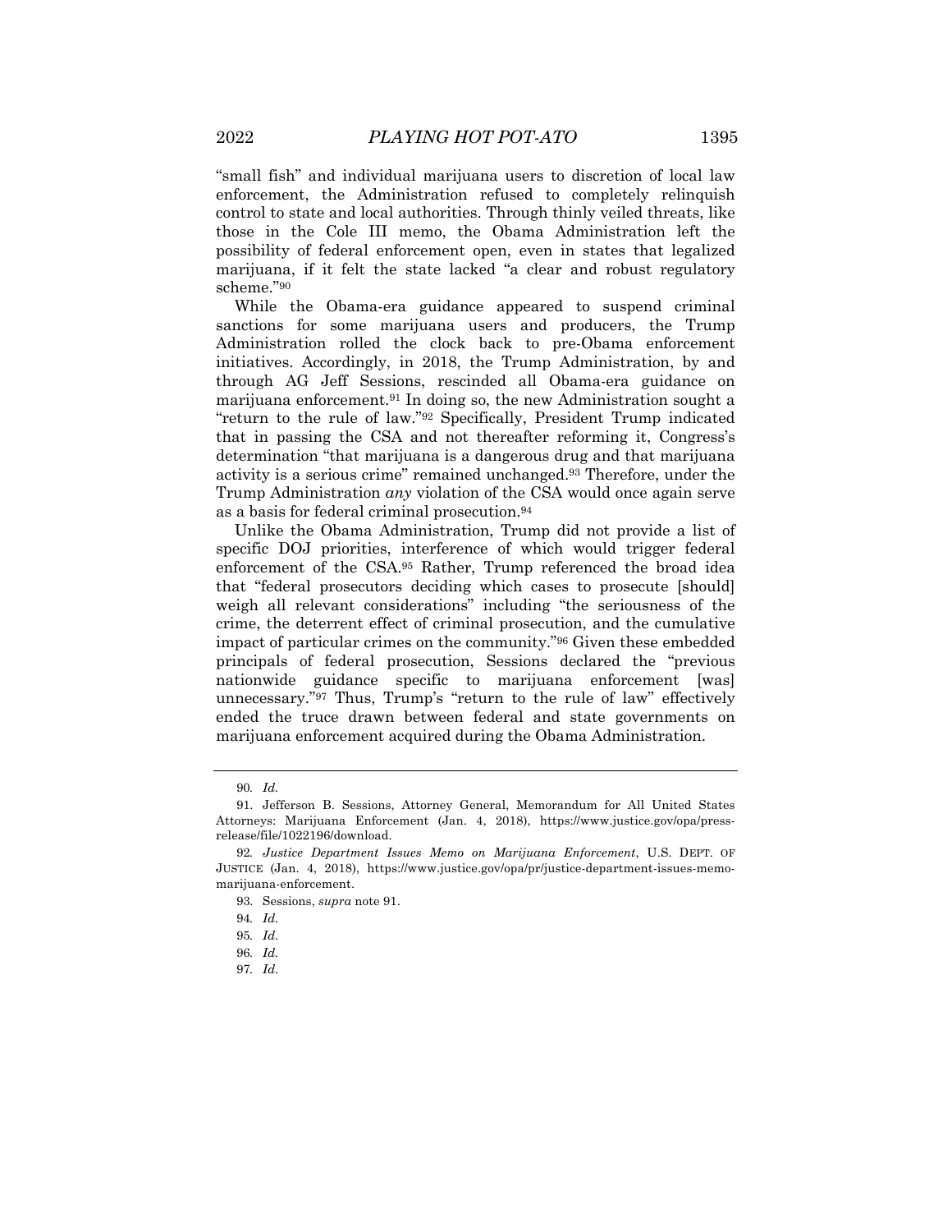"small fish" and individual marijuana users to discretion of local law enforcement, the Administration refused to completely relinquish control to state and local authorities. Through thinly veiled threats, like those in the Cole III memo, the Obama Administration left the possibility of federal enforcement open, even in states that legalized marijuana, if it felt the state lacked "a clear and robust regulatory scheme."[90]

While the Obama-era guidance appeared to suspend criminal sanctions for some marijuana users and producers, the Trump Administration rolled the clock back to pre-Obama enforcement initiatives. Accordingly, in 2018, the Trump Administration, by and through AG Jeff Sessions, rescinded all Obama-era guidance on marijuana enforcement.[91] In doing so, the new Administration sought a "return to the rule of law."[92] Specifically, President Trump indicated that in passing the CSA and not thereafter reforming it, Congress's determination "that marijuana is a dangerous drug and that marijuana activity is a serious crime" remained unchanged.[93] Therefore, under the Trump Administration *any* violation of the CSA would once again serve as a basis for federal criminal prosecution.[94]

Unlike the Obama Administration, Trump did not provide a list of specific DOJ priorities, interference of which would trigger federal enforcement of the CSA.[95] Rather, Trump referenced the broad idea that "federal prosecutors deciding which cases to prosecute [should] weigh all relevant considerations" including "the seriousness of the crime, the deterrent effect of criminal prosecution, and the cumulative impact of particular crimes on the community."[96] Given these embedded principals of federal prosecution, Sessions declared the "previous nationwide guidance specific to marijuana enforcement [was] unnecessary."[97] Thus, Trump's "return to the rule of law" effectively ended the truce drawn between federal and state governments on marijuana enforcement acquired during the Obama Administration.

---

90. *Id.*

91. Jefferson B. Sessions, Attorney General, Memorandum for All United States Attorneys: Marijuana Enforcement (Jan. 4, 2018), https://www.justice.gov/opa/press-release/file/1022196/download.

92. *Justice Department Issues Memo on Marijuana Enforcement*, U.S. DEPT. OF JUSTICE (Jan. 4, 2018), https://www.justice.gov/opa/pr/justice-department-issues-memo-marijuana-enforcement.

93. Sessions, *supra* note 91.

94. *Id.*

95. *Id.*

96. *Id.*

97. *Id.*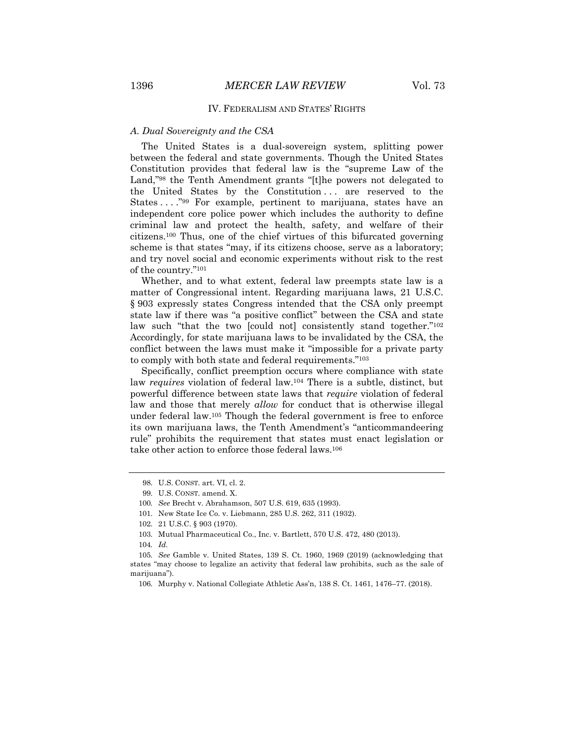## IV. FEDERALISM AND STATES' RIGHTS

### *A. Dual Sovereignty and the CSA*

The United States is a dual-sovereign system, splitting power between the federal and state governments. Though the United States Constitution provides that federal law is the "supreme Law of the Land,"[98] the Tenth Amendment grants "[t]he powers not delegated to the United States by the Constitution . . . are reserved to the States . . . ."[99] For example, pertinent to marijuana, states have an independent core police power which includes the authority to define criminal law and protect the health, safety, and welfare of their citizens.[100] Thus, one of the chief virtues of this bifurcated governing scheme is that states "may, if its citizens choose, serve as a laboratory; and try novel social and economic experiments without risk to the rest of the country."[101]

Whether, and to what extent, federal law preempts state law is a matter of Congressional intent. Regarding marijuana laws, 21 U.S.C. § 903 expressly states Congress intended that the CSA only preempt state law if there was "a positive conflict" between the CSA and state law such "that the two [could not] consistently stand together."[102] Accordingly, for state marijuana laws to be invalidated by the CSA, the conflict between the laws must make it "impossible for a private party to comply with both state and federal requirements."[103]

Specifically, conflict preemption occurs where compliance with state law *requires* violation of federal law.[104] There is a subtle, distinct, but powerful difference between state laws that *require* violation of federal law and those that merely *allow* for conduct that is otherwise illegal under federal law.[105] Though the federal government is free to enforce its own marijuana laws, the Tenth Amendment's "anticommandeering rule" prohibits the requirement that states must enact legislation or take other action to enforce those federal laws.[106]

---

98. U.S. CONST. art. VI, cl. 2.

99. U.S. CONST. amend. X.

100. *See* Brecht v. Abrahamson, 507 U.S. 619, 635 (1993).

101. New State Ice Co. v. Liebmann, 285 U.S. 262, 311 (1932).

102. 21 U.S.C. § 903 (1970).

103. Mutual Pharmaceutical Co., Inc. v. Bartlett, 570 U.S. 472, 480 (2013).

104. *Id.*

105. *See* Gamble v. United States, 139 S. Ct. 1960, 1969 (2019) (acknowledging that states "may choose to legalize an activity that federal law prohibits, such as the sale of marijuana").

106. Murphy v. National Collegiate Athletic Ass'n, 138 S. Ct. 1461, 1476–77. (2018).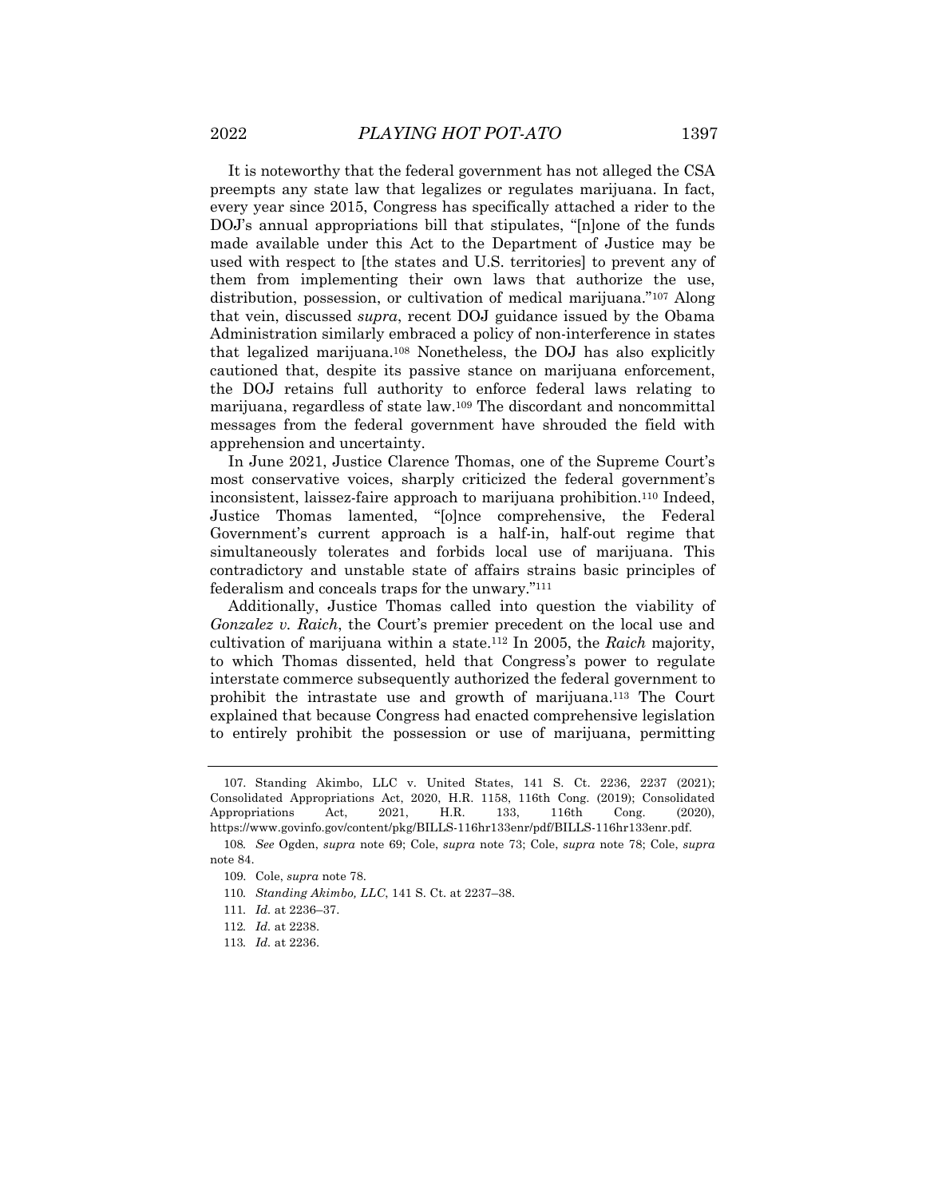It is noteworthy that the federal government has not alleged the CSA preempts any state law that legalizes or regulates marijuana. In fact, every year since 2015, Congress has specifically attached a rider to the DOJ's annual appropriations bill that stipulates, "[n]one of the funds made available under this Act to the Department of Justice may be used with respect to [the states and U.S. territories] to prevent any of them from implementing their own laws that authorize the use, distribution, possession, or cultivation of medical marijuana."[107] Along that vein, discussed *supra*, recent DOJ guidance issued by the Obama Administration similarly embraced a policy of non-interference in states that legalized marijuana.[108] Nonetheless, the DOJ has also explicitly cautioned that, despite its passive stance on marijuana enforcement, the DOJ retains full authority to enforce federal laws relating to marijuana, regardless of state law.[109] The discordant and noncommittal messages from the federal government have shrouded the field with apprehension and uncertainty.

In June 2021, Justice Clarence Thomas, one of the Supreme Court's most conservative voices, sharply criticized the federal government's inconsistent, laissez-faire approach to marijuana prohibition.[110] Indeed, Justice Thomas lamented, "[o]nce comprehensive, the Federal Government's current approach is a half-in, half-out regime that simultaneously tolerates and forbids local use of marijuana. This contradictory and unstable state of affairs strains basic principles of federalism and conceals traps for the unwary."[111]

Additionally, Justice Thomas called into question the viability of *Gonzalez v. Raich*, the Court's premier precedent on the local use and cultivation of marijuana within a state.[112] In 2005, the *Raich* majority, to which Thomas dissented, held that Congress's power to regulate interstate commerce subsequently authorized the federal government to prohibit the intrastate use and growth of marijuana.[113] The Court explained that because Congress had enacted comprehensive legislation to entirely prohibit the possession or use of marijuana, permitting

---

107. Standing Akimbo, LLC v. United States, 141 S. Ct. 2236, 2237 (2021); Consolidated Appropriations Act, 2020, H.R. 1158, 116th Cong. (2019); Consolidated Appropriations Act, 2021, H.R. 133, 116th Cong. (2020), https://www.govinfo.gov/content/pkg/BILLS-116hr133enr/pdf/BILLS-116hr133enr.pdf.

108. *See* Ogden, *supra* note 69; Cole, *supra* note 73; Cole, *supra* note 78; Cole, *supra* note 84.

109. Cole, *supra* note 78.

110. *Standing Akimbo, LLC*, 141 S. Ct. at 2237–38.

111. *Id.* at 2236–37.

112. *Id.* at 2238.

113. *Id.* at 2236.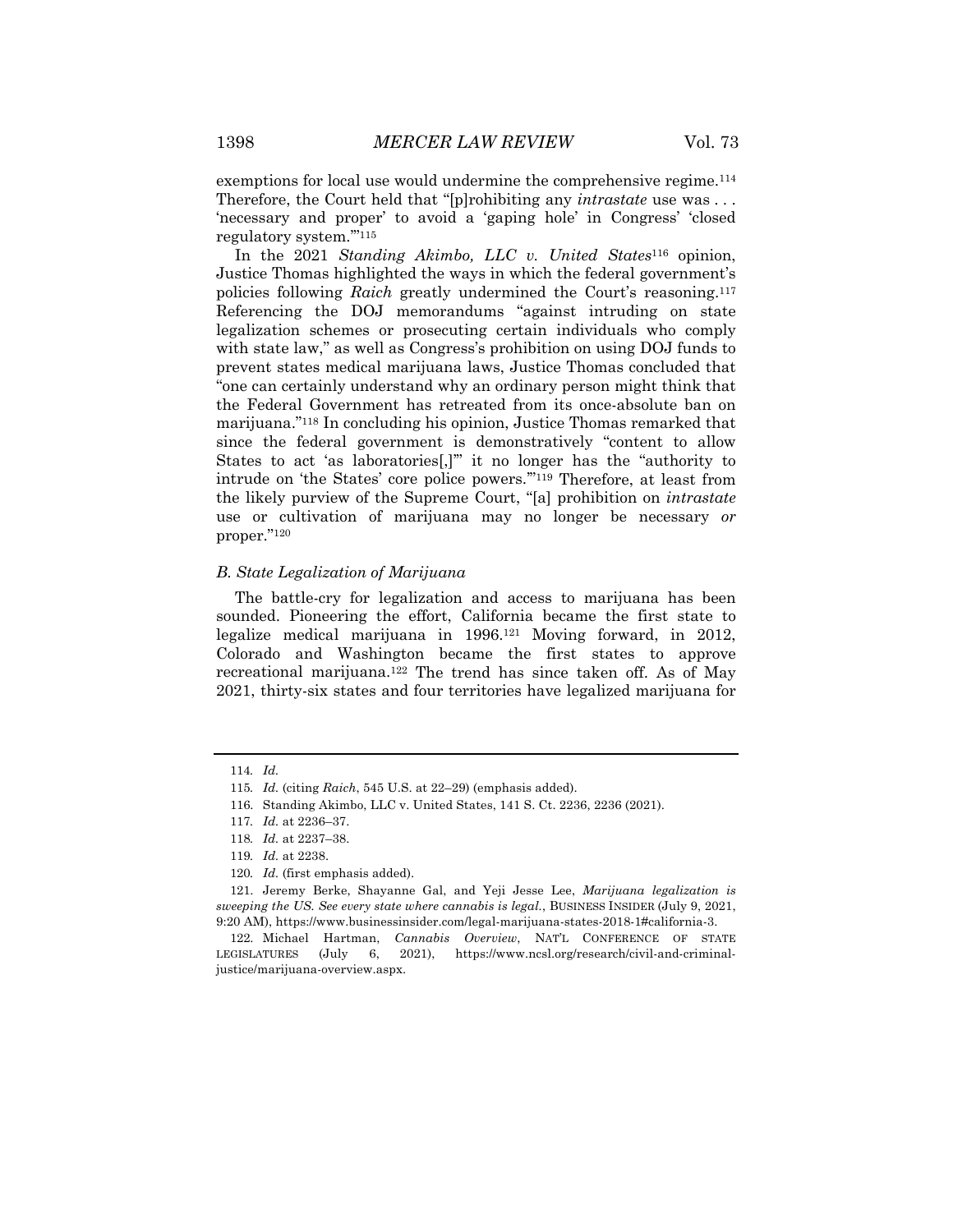exemptions for local use would undermine the comprehensive regime.[114] Therefore, the Court held that "[p]rohibiting any *intrastate* use was . . . 'necessary and proper' to avoid a 'gaping hole' in Congress' 'closed regulatory system.'"[115]

In the 2021 *Standing Akimbo, LLC v. United States*[116] opinion, Justice Thomas highlighted the ways in which the federal government's policies following *Raich* greatly undermined the Court's reasoning.[117] Referencing the DOJ memorandums "against intruding on state legalization schemes or prosecuting certain individuals who comply with state law," as well as Congress's prohibition on using DOJ funds to prevent states medical marijuana laws, Justice Thomas concluded that "one can certainly understand why an ordinary person might think that the Federal Government has retreated from its once-absolute ban on marijuana."[118] In concluding his opinion, Justice Thomas remarked that since the federal government is demonstratively "content to allow States to act 'as laboratories[,]'" it no longer has the "authority to intrude on 'the States' core police powers.'"[119] Therefore, at least from the likely purview of the Supreme Court, "[a] prohibition on *intrastate* use or cultivation of marijuana may no longer be necessary *or* proper."[120]

### *B. State Legalization of Marijuana*

The battle-cry for legalization and access to marijuana has been sounded. Pioneering the effort, California became the first state to legalize medical marijuana in 1996.[121] Moving forward, in 2012, Colorado and Washington became the first states to approve recreational marijuana.[122] The trend has since taken off. As of May 2021, thirty-six states and four territories have legalized marijuana for

---

114. *Id.*

115. *Id.* (citing *Raich*, 545 U.S. at 22–29) (emphasis added).

116. Standing Akimbo, LLC v. United States, 141 S. Ct. 2236, 2236 (2021).

117. *Id.* at 2236–37.

118. *Id.* at 2237–38.

119. *Id.* at 2238.

120. *Id.* (first emphasis added).

121. Jeremy Berke, Shayanne Gal, and Yeji Jesse Lee, *Marijuana legalization is sweeping the US. See every state where cannabis is legal.*, BUSINESS INSIDER (July 9, 2021, 9:20 AM), https://www.businessinsider.com/legal-marijuana-states-2018-1#california-3.

122. Michael Hartman, *Cannabis Overview*, NAT'L CONFERENCE OF STATE LEGISLATURES (July 6, 2021), https://www.ncsl.org/research/civil-and-criminal-justice/marijuana-overview.aspx.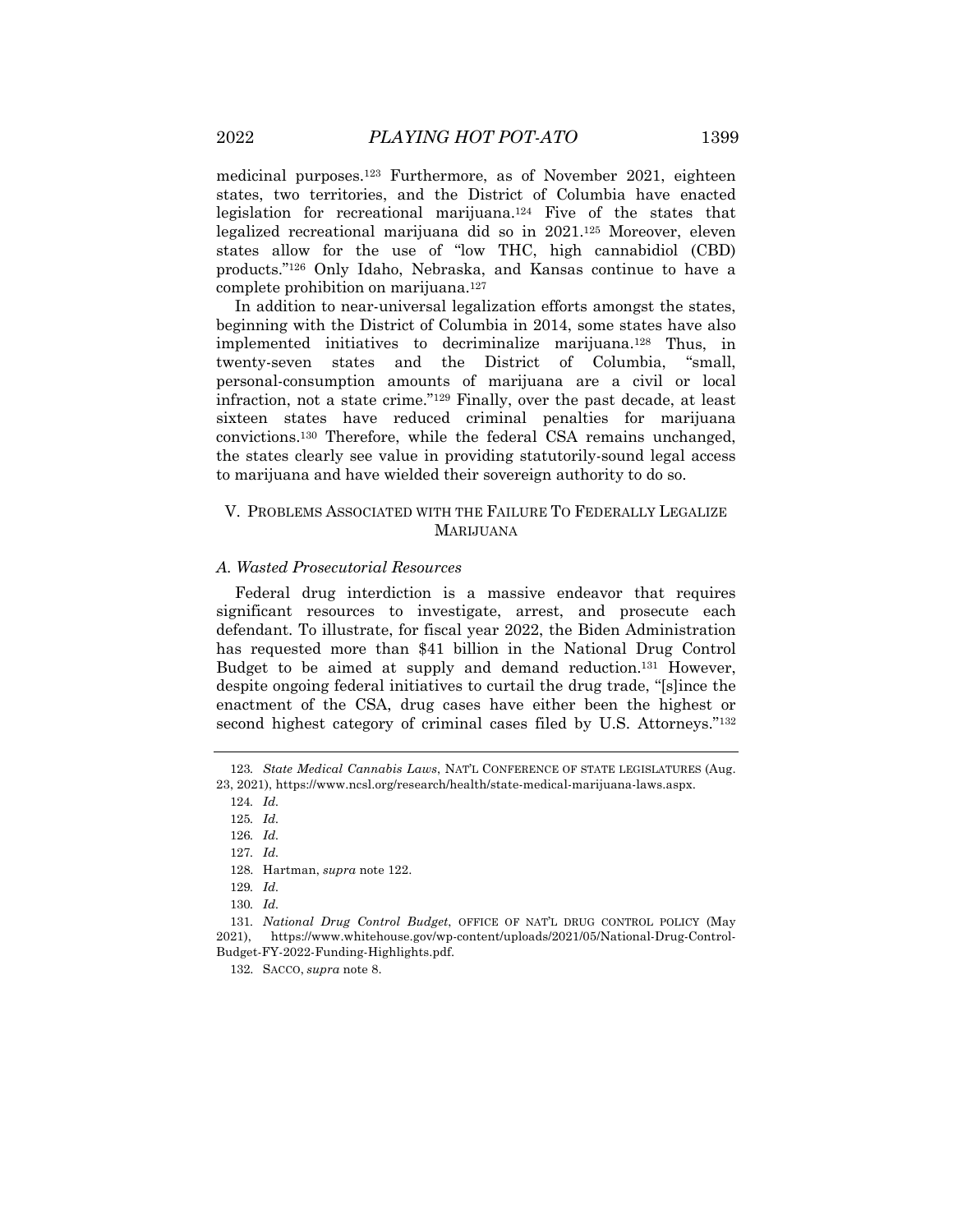medicinal purposes.[123] Furthermore, as of November 2021, eighteen states, two territories, and the District of Columbia have enacted legislation for recreational marijuana.[124] Five of the states that legalized recreational marijuana did so in 2021.[125] Moreover, eleven states allow for the use of "low THC, high cannabidiol (CBD) products."[126] Only Idaho, Nebraska, and Kansas continue to have a complete prohibition on marijuana.[127]

In addition to near-universal legalization efforts amongst the states, beginning with the District of Columbia in 2014, some states have also implemented initiatives to decriminalize marijuana.[128] Thus, in twenty-seven states and the District of Columbia, "small, personal-consumption amounts of marijuana are a civil or local infraction, not a state crime."[129] Finally, over the past decade, at least sixteen states have reduced criminal penalties for marijuana convictions.[130] Therefore, while the federal CSA remains unchanged, the states clearly see value in providing statutorily-sound legal access to marijuana and have wielded their sovereign authority to do so.

## V. PROBLEMS ASSOCIATED WITH THE FAILURE TO FEDERALLY LEGALIZE MARIJUANA

### *A. Wasted Prosecutorial Resources*

Federal drug interdiction is a massive endeavor that requires significant resources to investigate, arrest, and prosecute each defendant. To illustrate, for fiscal year 2022, the Biden Administration has requested more than $41 billion in the National Drug Control Budget to be aimed at supply and demand reduction.[131] However, despite ongoing federal initiatives to curtail the drug trade, "[s]ince the enactment of the CSA, drug cases have either been the highest or second highest category of criminal cases filed by U.S. Attorneys."[132]

---

123. *State Medical Cannabis Laws*, NAT'L CONFERENCE OF STATE LEGISLATURES (Aug. 23, 2021), https://www.ncsl.org/research/health/state-medical-marijuana-laws.aspx.

124. *Id.*

125. *Id.*

126. *Id.*

127. *Id.*

128. Hartman, *supra* note 122.

129. *Id.*

130. *Id.*

131. *National Drug Control Budget*, OFFICE OF NAT'L DRUG CONTROL POLICY (May 2021), https://www.whitehouse.gov/wp-content/uploads/2021/05/National-Drug-Control-Budget-FY-2022-Funding-Highlights.pdf.

132. SACCO, *supra* note 8.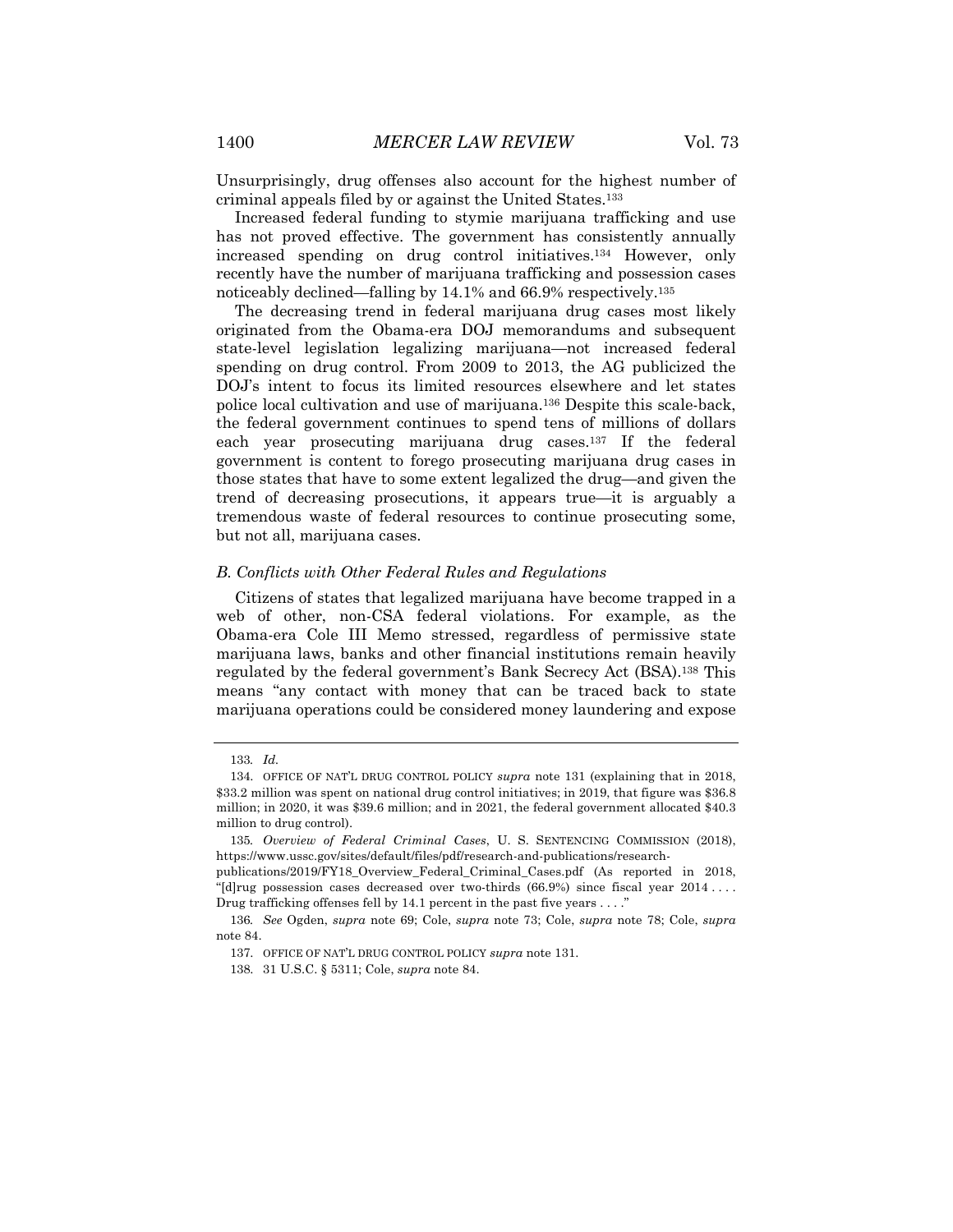Unsurprisingly, drug offenses also account for the highest number of criminal appeals filed by or against the United States.[133]

Increased federal funding to stymie marijuana trafficking and use has not proved effective. The government has consistently annually increased spending on drug control initiatives.[134] However, only recently have the number of marijuana trafficking and possession cases noticeably declined—falling by 14.1% and 66.9% respectively.[135]

The decreasing trend in federal marijuana drug cases most likely originated from the Obama-era DOJ memorandums and subsequent state-level legislation legalizing marijuana—not increased federal spending on drug control. From 2009 to 2013, the AG publicized the DOJ's intent to focus its limited resources elsewhere and let states police local cultivation and use of marijuana.[136] Despite this scale-back, the federal government continues to spend tens of millions of dollars each year prosecuting marijuana drug cases.[137] If the federal government is content to forego prosecuting marijuana drug cases in those states that have to some extent legalized the drug—and given the trend of decreasing prosecutions, it appears true—it is arguably a tremendous waste of federal resources to continue prosecuting some, but not all, marijuana cases.

### *B. Conflicts with Other Federal Rules and Regulations*

Citizens of states that legalized marijuana have become trapped in a web of other, non-CSA federal violations. For example, as the Obama-era Cole III Memo stressed, regardless of permissive state marijuana laws, banks and other financial institutions remain heavily regulated by the federal government's Bank Secrecy Act (BSA).[138] This means "any contact with money that can be traced back to state marijuana operations could be considered money laundering and expose

---

133. *Id.*

134. OFFICE OF NAT'L DRUG CONTROL POLICY *supra* note 131 (explaining that in 2018, $33.2 million was spent on national drug control initiatives; in 2019, that figure was $36.8 million; in 2020, it was $39.6 million; and in 2021, the federal government allocated $40.3 million to drug control).

135. *Overview of Federal Criminal Cases*, U. S. SENTENCING COMMISSION (2018), https://www.ussc.gov/sites/default/files/pdf/research-and-publications/research-publications/2019/FY18_Overview_Federal_Criminal_Cases.pdf (As reported in 2018, "[d]rug possession cases decreased over two-thirds (66.9%) since fiscal year 2014 . . . . Drug trafficking offenses fell by 14.1 percent in the past five years . . . .")

136. *See* Ogden, *supra* note 69; Cole, *supra* note 73; Cole, *supra* note 78; Cole, *supra* note 84.

137. OFFICE OF NAT'L DRUG CONTROL POLICY *supra* note 131.

138. 31 U.S.C. § 5311; Cole, *supra* note 84.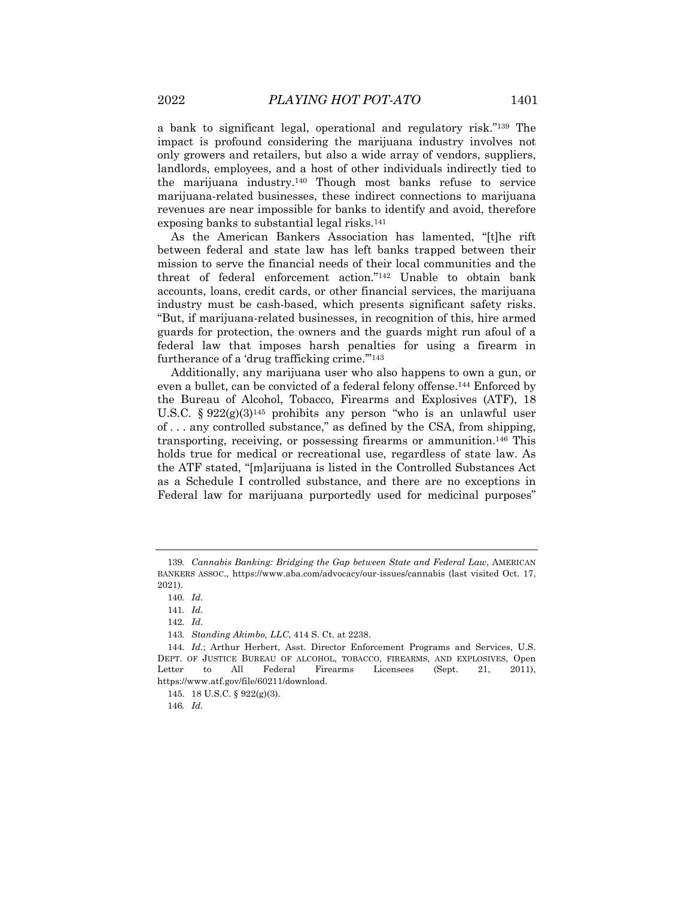a bank to significant legal, operational and regulatory risk."[139] The impact is profound considering the marijuana industry involves not only growers and retailers, but also a wide array of vendors, suppliers, landlords, employees, and a host of other individuals indirectly tied to the marijuana industry.[140] Though most banks refuse to service marijuana-related businesses, these indirect connections to marijuana revenues are near impossible for banks to identify and avoid, therefore exposing banks to substantial legal risks.[141]

As the American Bankers Association has lamented, "[t]he rift between federal and state law has left banks trapped between their mission to serve the financial needs of their local communities and the threat of federal enforcement action."[142] Unable to obtain bank accounts, loans, credit cards, or other financial services, the marijuana industry must be cash-based, which presents significant safety risks. "But, if marijuana-related businesses, in recognition of this, hire armed guards for protection, the owners and the guards might run afoul of a federal law that imposes harsh penalties for using a firearm in furtherance of a 'drug trafficking crime.'"[143]

Additionally, any marijuana user who also happens to own a gun, or even a bullet, can be convicted of a federal felony offense.[144] Enforced by the Bureau of Alcohol, Tobacco, Firearms and Explosives (ATF), 18 U.S.C. § 922(g)(3)[145] prohibits any person "who is an unlawful user of . . . any controlled substance," as defined by the CSA, from shipping, transporting, receiving, or possessing firearms or ammunition.[146] This holds true for medical or recreational use, regardless of state law. As the ATF stated, "[m]arijuana is listed in the Controlled Substances Act as a Schedule I controlled substance, and there are no exceptions in Federal law for marijuana purportedly used for medicinal purposes"

---

139. *Cannabis Banking: Bridging the Gap between State and Federal Law*, AMERICAN BANKERS ASSOC., https://www.aba.com/advocacy/our-issues/cannabis (last visited Oct. 17, 2021).

140. *Id.*

141. *Id.*

142. *Id.*

143. *Standing Akimbo, LLC*, 414 S. Ct. at 2238.

144. *Id.*; Arthur Herbert, Asst. Director Enforcement Programs and Services, U.S. DEPT. OF JUSTICE BUREAU OF ALCOHOL, TOBACCO, FIREARMS, AND EXPLOSIVES, Open Letter to All Federal Firearms Licensees (Sept. 21, 2011), https://www.atf.gov/file/60211/download.

145. 18 U.S.C. § 922(g)(3).

146. *Id.*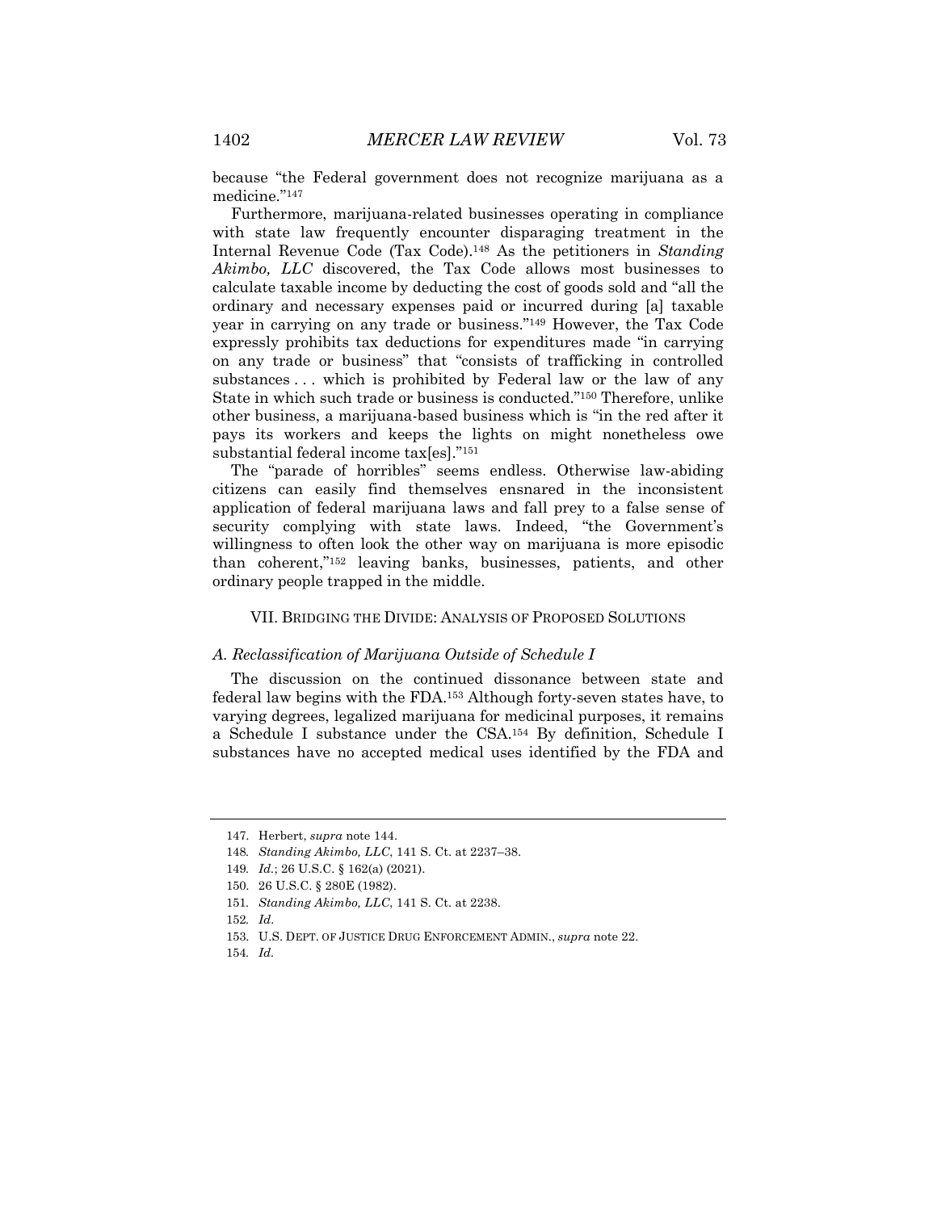because "the Federal government does not recognize marijuana as a medicine."[147]

Furthermore, marijuana-related businesses operating in compliance with state law frequently encounter disparaging treatment in the Internal Revenue Code (Tax Code).[148] As the petitioners in *Standing Akimbo, LLC* discovered, the Tax Code allows most businesses to calculate taxable income by deducting the cost of goods sold and "all the ordinary and necessary expenses paid or incurred during [a] taxable year in carrying on any trade or business."[149] However, the Tax Code expressly prohibits tax deductions for expenditures made "in carrying on any trade or business" that "consists of trafficking in controlled substances . . . which is prohibited by Federal law or the law of any State in which such trade or business is conducted."[150] Therefore, unlike other business, a marijuana-based business which is "in the red after it pays its workers and keeps the lights on might nonetheless owe substantial federal income tax[es]."[151]

The "parade of horribles" seems endless. Otherwise law-abiding citizens can easily find themselves ensnared in the inconsistent application of federal marijuana laws and fall prey to a false sense of security complying with state laws. Indeed, "the Government's willingness to often look the other way on marijuana is more episodic than coherent,"[152] leaving banks, businesses, patients, and other ordinary people trapped in the middle.

## VII. Bridging the Divide: Analysis of Proposed Solutions

### *A. Reclassification of Marijuana Outside of Schedule I*

The discussion on the continued dissonance between state and federal law begins with the FDA.[153] Although forty-seven states have, to varying degrees, legalized marijuana for medicinal purposes, it remains a Schedule I substance under the CSA.[154] By definition, Schedule I substances have no accepted medical uses identified by the FDA and

---

147. Herbert, *supra* note 144.

148. *Standing Akimbo, LLC*, 141 S. Ct. at 2237–38.

149. *Id.*; 26 U.S.C. § 162(a) (2021).

150. 26 U.S.C. § 280E (1982).

151. *Standing Akimbo, LLC*, 141 S. Ct. at 2238.

152. *Id*.

153. U.S. Dept. of Justice Drug Enforcement Admin., *supra* note 22.

154. *Id.*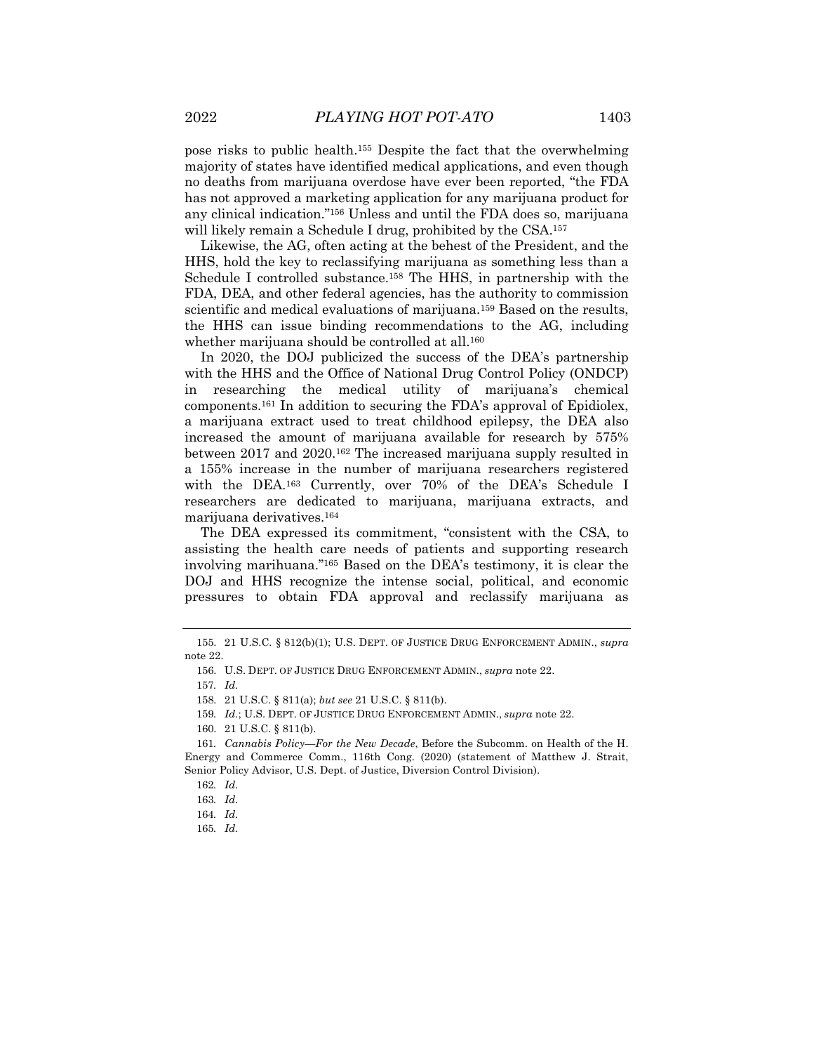pose risks to public health.[155] Despite the fact that the overwhelming majority of states have identified medical applications, and even though no deaths from marijuana overdose have ever been reported, "the FDA has not approved a marketing application for any marijuana product for any clinical indication."[156] Unless and until the FDA does so, marijuana will likely remain a Schedule I drug, prohibited by the CSA.[157]

Likewise, the AG, often acting at the behest of the President, and the HHS, hold the key to reclassifying marijuana as something less than a Schedule I controlled substance.[158] The HHS, in partnership with the FDA, DEA, and other federal agencies, has the authority to commission scientific and medical evaluations of marijuana.[159] Based on the results, the HHS can issue binding recommendations to the AG, including whether marijuana should be controlled at all.[160]

In 2020, the DOJ publicized the success of the DEA's partnership with the HHS and the Office of National Drug Control Policy (ONDCP) in researching the medical utility of marijuana's chemical components.[161] In addition to securing the FDA's approval of Epidiolex, a marijuana extract used to treat childhood epilepsy, the DEA also increased the amount of marijuana available for research by 575% between 2017 and 2020.[162] The increased marijuana supply resulted in a 155% increase in the number of marijuana researchers registered with the DEA.[163] Currently, over 70% of the DEA's Schedule I researchers are dedicated to marijuana, marijuana extracts, and marijuana derivatives.[164]

The DEA expressed its commitment, "consistent with the CSA, to assisting the health care needs of patients and supporting research involving marihuana."[165] Based on the DEA's testimony, it is clear the DOJ and HHS recognize the intense social, political, and economic pressures to obtain FDA approval and reclassify marijuana as

---

155. 21 U.S.C. § 812(b)(1); U.S. DEPT. OF JUSTICE DRUG ENFORCEMENT ADMIN., *supra* note 22.

156. U.S. DEPT. OF JUSTICE DRUG ENFORCEMENT ADMIN., *supra* note 22.

157. *Id.*

158. 21 U.S.C. § 811(a); *but see* 21 U.S.C. § 811(b).

159. *Id.*; U.S. DEPT. OF JUSTICE DRUG ENFORCEMENT ADMIN., *supra* note 22.

160. 21 U.S.C. § 811(b).

161. *Cannabis Policy—For the New Decade*, Before the Subcomm. on Health of the H. Energy and Commerce Comm., 116th Cong. (2020) (statement of Matthew J. Strait, Senior Policy Advisor, U.S. Dept. of Justice, Diversion Control Division).

162. *Id.*

163. *Id.*

164. *Id.*

165. *Id.*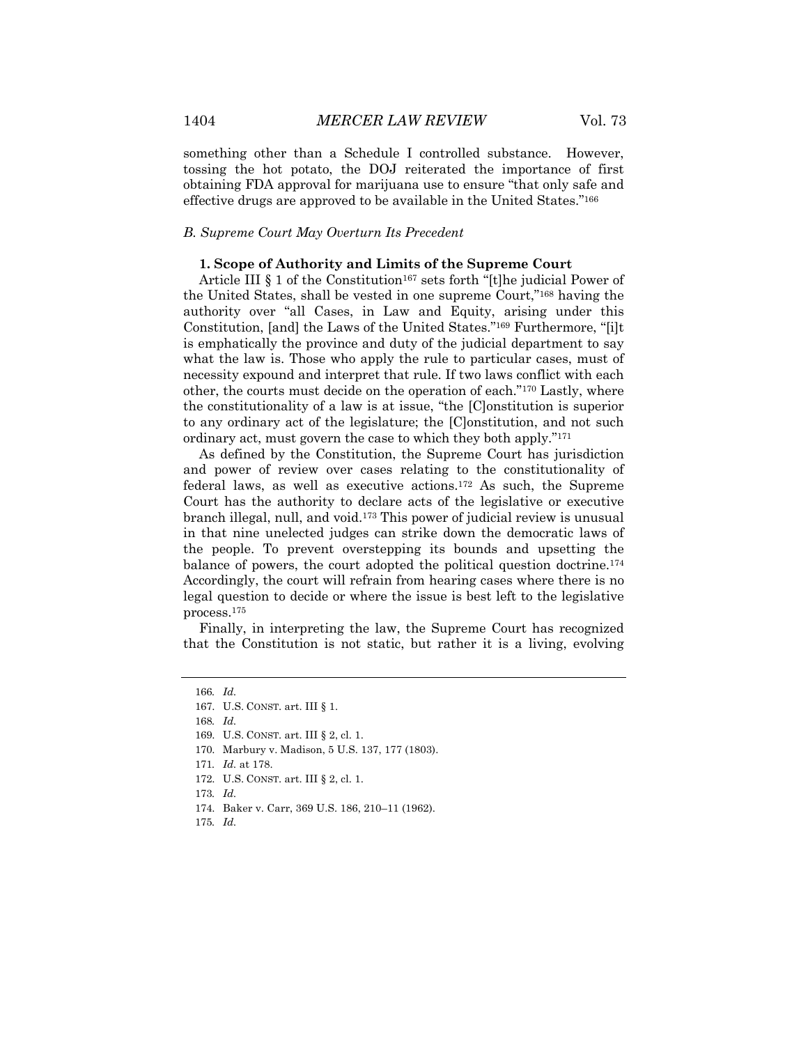something other than a Schedule I controlled substance. However, tossing the hot potato, the DOJ reiterated the importance of first obtaining FDA approval for marijuana use to ensure "that only safe and effective drugs are approved to be available in the United States."[166]

### *B. Supreme Court May Overturn Its Precedent*

#### **1. Scope of Authority and Limits of the Supreme Court**

Article III § 1 of the Constitution[167] sets forth "[t]he judicial Power of the United States, shall be vested in one supreme Court,"[168] having the authority over "all Cases, in Law and Equity, arising under this Constitution, [and] the Laws of the United States."[169] Furthermore, "[i]t is emphatically the province and duty of the judicial department to say what the law is. Those who apply the rule to particular cases, must of necessity expound and interpret that rule. If two laws conflict with each other, the courts must decide on the operation of each."[170] Lastly, where the constitutionality of a law is at issue, "the [C]onstitution is superior to any ordinary act of the legislature; the [C]onstitution, and not such ordinary act, must govern the case to which they both apply."[171]

As defined by the Constitution, the Supreme Court has jurisdiction and power of review over cases relating to the constitutionality of federal laws, as well as executive actions.[172] As such, the Supreme Court has the authority to declare acts of the legislative or executive branch illegal, null, and void.[173] This power of judicial review is unusual in that nine unelected judges can strike down the democratic laws of the people. To prevent overstepping its bounds and upsetting the balance of powers, the court adopted the political question doctrine.[174] Accordingly, the court will refrain from hearing cases where there is no legal question to decide or where the issue is best left to the legislative process.[175]

Finally, in interpreting the law, the Supreme Court has recognized that the Constitution is not static, but rather it is a living, evolving

---

166. *Id.*
167. U.S. CONST. art. III § 1.
168. *Id.*
169. U.S. CONST. art. III § 2, cl. 1.
170. Marbury v. Madison, 5 U.S. 137, 177 (1803).
171. *Id.* at 178.
172. U.S. CONST. art. III § 2, cl. 1.
173. *Id.*
174. Baker v. Carr, 369 U.S. 186, 210–11 (1962).
175. *Id.*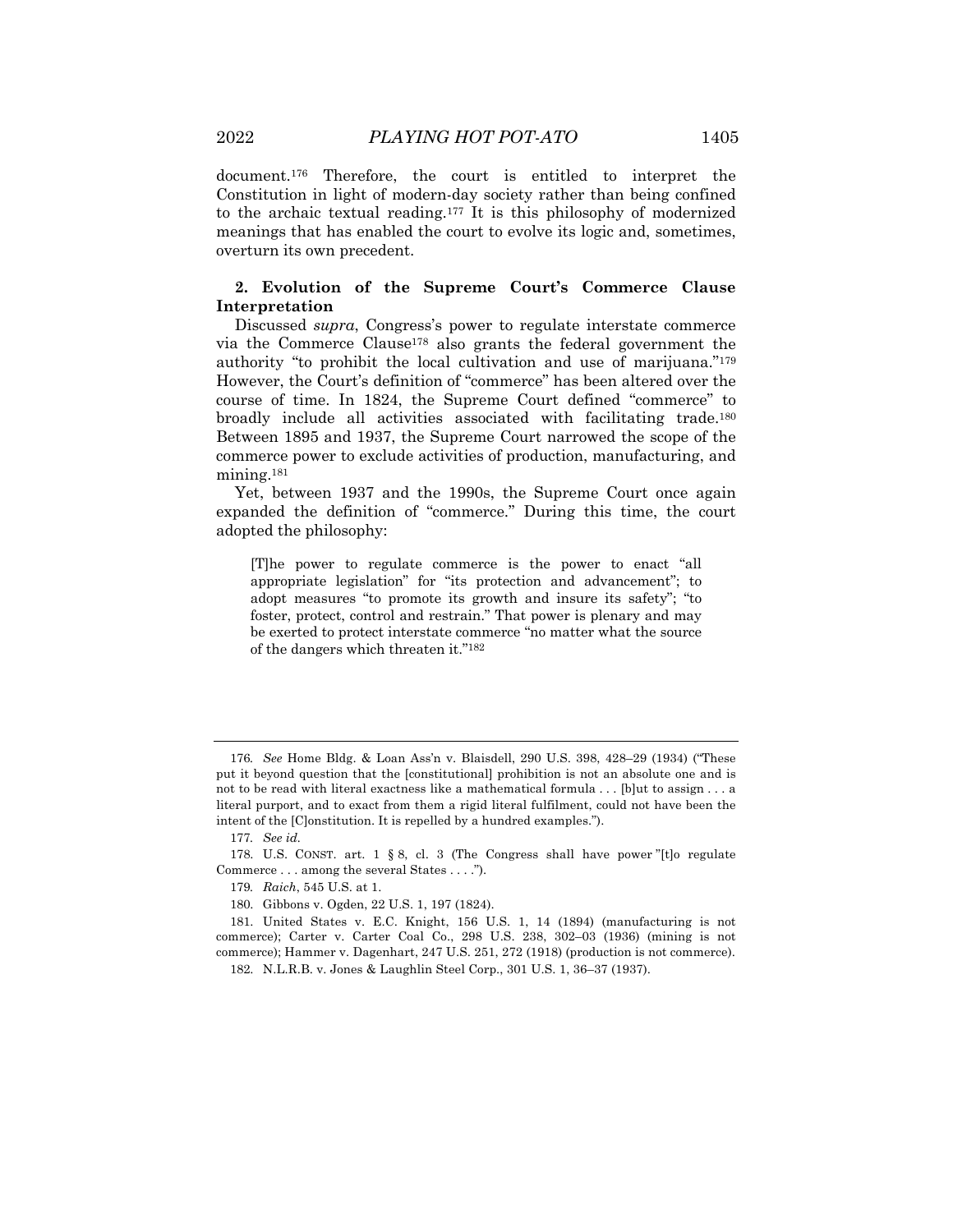document.[176] Therefore, the court is entitled to interpret the Constitution in light of modern-day society rather than being confined to the archaic textual reading.[177] It is this philosophy of modernized meanings that has enabled the court to evolve its logic and, sometimes, overturn its own precedent.

**2. Evolution of the Supreme Court's Commerce Clause Interpretation**

Discussed *supra*, Congress's power to regulate interstate commerce via the Commerce Clause[178] also grants the federal government the authority "to prohibit the local cultivation and use of marijuana."[179] However, the Court's definition of "commerce" has been altered over the course of time. In 1824, the Supreme Court defined "commerce" to broadly include all activities associated with facilitating trade.[180] Between 1895 and 1937, the Supreme Court narrowed the scope of the commerce power to exclude activities of production, manufacturing, and mining.[181]

Yet, between 1937 and the 1990s, the Supreme Court once again expanded the definition of "commerce." During this time, the court adopted the philosophy:

> [T]he power to regulate commerce is the power to enact "all appropriate legislation" for "its protection and advancement"; to adopt measures "to promote its growth and insure its safety"; "to foster, protect, control and restrain." That power is plenary and may be exerted to protect interstate commerce "no matter what the source of the dangers which threaten it."[182]

---

176. *See* Home Bldg. & Loan Ass'n v. Blaisdell, 290 U.S. 398, 428–29 (1934) ("These put it beyond question that the [constitutional] prohibition is not an absolute one and is not to be read with literal exactness like a mathematical formula . . . [b]ut to assign . . . a literal purport, and to exact from them a rigid literal fulfilment, could not have been the intent of the [C]onstitution. It is repelled by a hundred examples.").

177. *See id.*

178. U.S. CONST. art. 1 § 8, cl. 3 (The Congress shall have power "[t]o regulate Commerce . . . among the several States . . . .").

179. *Raich*, 545 U.S. at 1.

180. Gibbons v. Ogden, 22 U.S. 1, 197 (1824).

181. United States v. E.C. Knight, 156 U.S. 1, 14 (1894) (manufacturing is not commerce); Carter v. Carter Coal Co., 298 U.S. 238, 302–03 (1936) (mining is not commerce); Hammer v. Dagenhart, 247 U.S. 251, 272 (1918) (production is not commerce).

182. N.L.R.B. v. Jones & Laughlin Steel Corp., 301 U.S. 1, 36–37 (1937).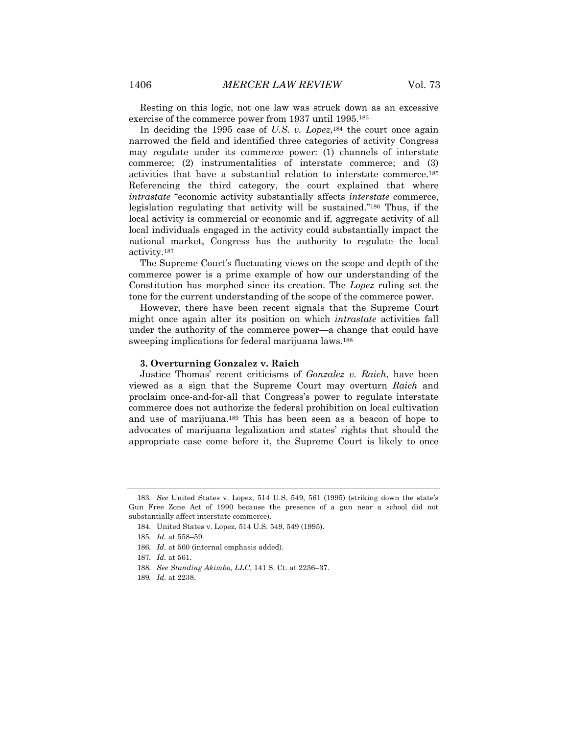Resting on this logic, not one law was struck down as an excessive exercise of the commerce power from 1937 until 1995.[183]

In deciding the 1995 case of *U.S. v. Lopez*,[184] the court once again narrowed the field and identified three categories of activity Congress may regulate under its commerce power: (1) channels of interstate commerce; (2) instrumentalities of interstate commerce; and (3) activities that have a substantial relation to interstate commerce.[185] Referencing the third category, the court explained that where *intrastate* "economic activity substantially affects *interstate* commerce, legislation regulating that activity will be sustained."[186] Thus, if the local activity is commercial or economic and if, aggregate activity of all local individuals engaged in the activity could substantially impact the national market, Congress has the authority to regulate the local activity.[187]

The Supreme Court's fluctuating views on the scope and depth of the commerce power is a prime example of how our understanding of the Constitution has morphed since its creation. The *Lopez* ruling set the tone for the current understanding of the scope of the commerce power.

However, there have been recent signals that the Supreme Court might once again alter its position on which *intrastate* activities fall under the authority of the commerce power—a change that could have sweeping implications for federal marijuana laws.[188]

### 3. Overturning Gonzalez v. Raich

Justice Thomas' recent criticisms of *Gonzalez v. Raich*, have been viewed as a sign that the Supreme Court may overturn *Raich* and proclaim once-and-for-all that Congress's power to regulate interstate commerce does not authorize the federal prohibition on local cultivation and use of marijuana.[189] This has been seen as a beacon of hope to advocates of marijuana legalization and states' rights that should the appropriate case come before it, the Supreme Court is likely to once

---

183. *See* United States v. Lopez, 514 U.S. 549, 561 (1995) (striking down the state's Gun Free Zone Act of 1990 because the presence of a gun near a school did not substantially affect interstate commerce).

184. United States v. Lopez, 514 U.S. 549, 549 (1995).

185. *Id.* at 558–59.

186. *Id.* at 560 (internal emphasis added).

187. *Id.* at 561.

188. *See Standing Akimbo, LLC*, 141 S. Ct. at 2236–37.

189. *Id.* at 2238.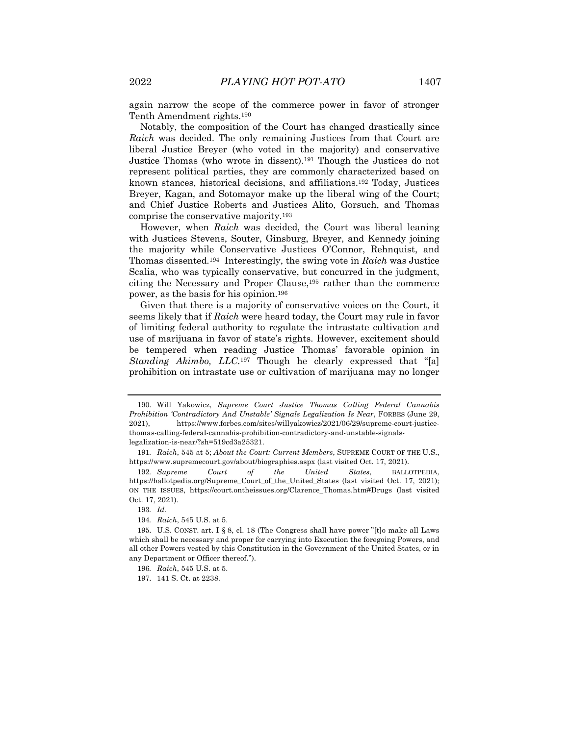again narrow the scope of the commerce power in favor of stronger Tenth Amendment rights.[190]

Notably, the composition of the Court has changed drastically since *Raich* was decided. The only remaining Justices from that Court are liberal Justice Breyer (who voted in the majority) and conservative Justice Thomas (who wrote in dissent).[191] Though the Justices do not represent political parties, they are commonly characterized based on known stances, historical decisions, and affiliations.[192] Today, Justices Breyer, Kagan, and Sotomayor make up the liberal wing of the Court; and Chief Justice Roberts and Justices Alito, Gorsuch, and Thomas comprise the conservative majority.[193]

However, when *Raich* was decided, the Court was liberal leaning with Justices Stevens, Souter, Ginsburg, Breyer, and Kennedy joining the majority while Conservative Justices O'Connor, Rehnquist, and Thomas dissented.[194] Interestingly, the swing vote in *Raich* was Justice Scalia, who was typically conservative, but concurred in the judgment, citing the Necessary and Proper Clause,[195] rather than the commerce power, as the basis for his opinion.[196]

Given that there is a majority of conservative voices on the Court, it seems likely that if *Raich* were heard today, the Court may rule in favor of limiting federal authority to regulate the intrastate cultivation and use of marijuana in favor of state's rights. However, excitement should be tempered when reading Justice Thomas' favorable opinion in *Standing Akimbo, LLC*.[197] Though he clearly expressed that "[a] prohibition on intrastate use or cultivation of marijuana may no longer

---

190. Will Yakowicz, *Supreme Court Justice Thomas Calling Federal Cannabis Prohibition 'Contradictory And Unstable' Signals Legalization Is Near*, FORBES (June 29, 2021), https://www.forbes.com/sites/willyakowicz/2021/06/29/supreme-court-justice-thomas-calling-federal-cannabis-prohibition-contradictory-and-unstable-signals-legalization-is-near/?sh=519cd3a25321.

191. *Raich*, 545 at 5; *About the Court: Current Members*, SUPREME COURT OF THE U.S., https://www.supremecourt.gov/about/biographies.aspx (last visited Oct. 17, 2021).

192. *Supreme Court of the United States*, BALLOTPEDIA, https://ballotpedia.org/Supreme_Court_of_the_United_States (last visited Oct. 17, 2021); ON THE ISSUES, https://court.ontheissues.org/Clarence_Thomas.htm#Drugs (last visited Oct. 17, 2021).

193. *Id.*

194. *Raich*, 545 U.S. at 5.

195. U.S. CONST. art. I § 8, cl. 18 (The Congress shall have power "[t]o make all Laws which shall be necessary and proper for carrying into Execution the foregoing Powers, and all other Powers vested by this Constitution in the Government of the United States, or in any Department or Officer thereof.").

196. *Raich*, 545 U.S. at 5.

197. 141 S. Ct. at 2238.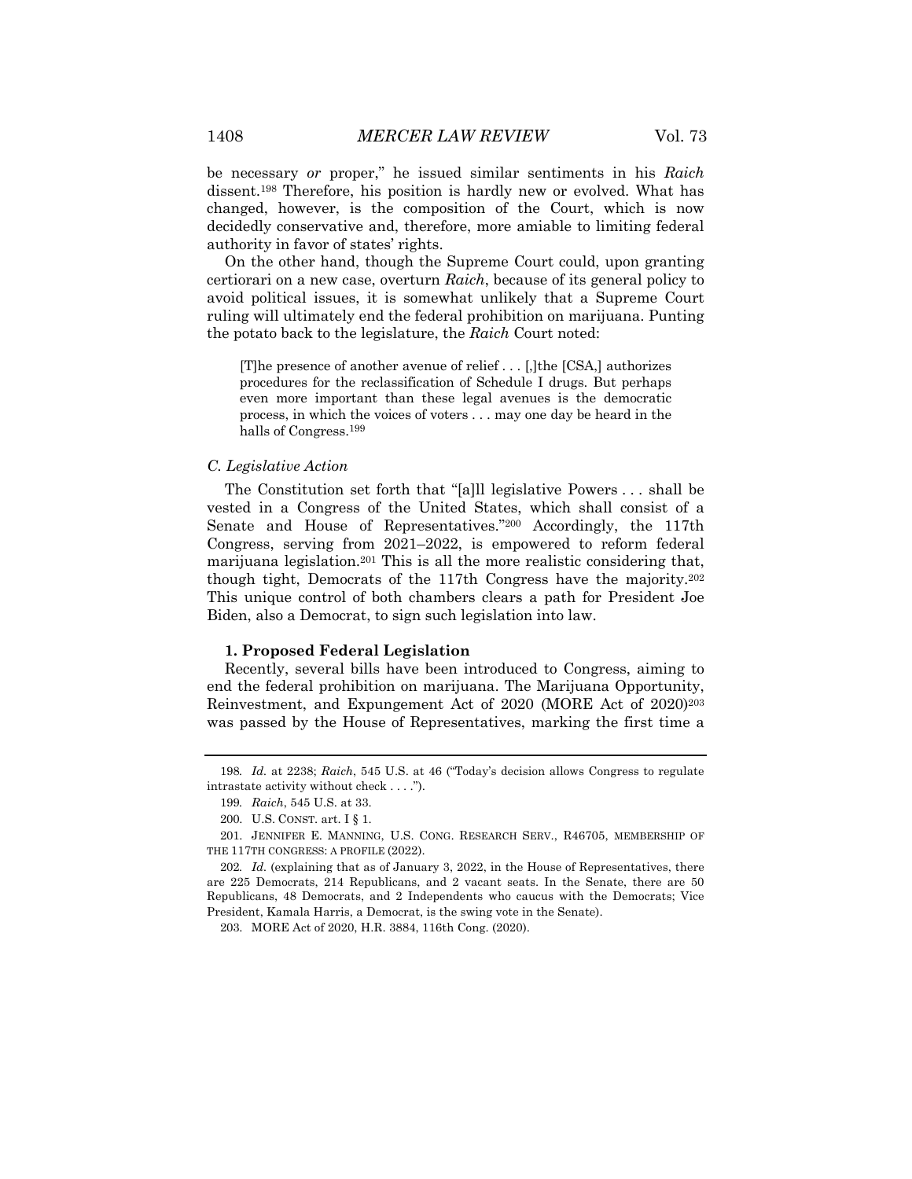be necessary *or* proper," he issued similar sentiments in his *Raich* dissent.[198] Therefore, his position is hardly new or evolved. What has changed, however, is the composition of the Court, which is now decidedly conservative and, therefore, more amiable to limiting federal authority in favor of states' rights.

On the other hand, though the Supreme Court could, upon granting certiorari on a new case, overturn *Raich*, because of its general policy to avoid political issues, it is somewhat unlikely that a Supreme Court ruling will ultimately end the federal prohibition on marijuana. Punting the potato back to the legislature, the *Raich* Court noted:

> [T]he presence of another avenue of relief . . . [,]the [CSA,] authorizes procedures for the reclassification of Schedule I drugs. But perhaps even more important than these legal avenues is the democratic process, in which the voices of voters . . . may one day be heard in the halls of Congress.[199]

### *C. Legislative Action*

The Constitution set forth that "[a]ll legislative Powers . . . shall be vested in a Congress of the United States, which shall consist of a Senate and House of Representatives."[200] Accordingly, the 117th Congress, serving from 2021–2022, is empowered to reform federal marijuana legislation.[201] This is all the more realistic considering that, though tight, Democrats of the 117th Congress have the majority.[202] This unique control of both chambers clears a path for President Joe Biden, also a Democrat, to sign such legislation into law.

#### 1. Proposed Federal Legislation

Recently, several bills have been introduced to Congress, aiming to end the federal prohibition on marijuana. The Marijuana Opportunity, Reinvestment, and Expungement Act of 2020 (MORE Act of 2020)[203] was passed by the House of Representatives, marking the first time a

---

198. *Id.* at 2238; *Raich*, 545 U.S. at 46 ("Today's decision allows Congress to regulate intrastate activity without check . . . .").

199. *Raich*, 545 U.S. at 33.

200. U.S. CONST. art. I § 1.

201. JENNIFER E. MANNING, U.S. CONG. RESEARCH SERV., R46705, MEMBERSHIP OF THE 117TH CONGRESS: A PROFILE (2022).

202. *Id.* (explaining that as of January 3, 2022, in the House of Representatives, there are 225 Democrats, 214 Republicans, and 2 vacant seats. In the Senate, there are 50 Republicans, 48 Democrats, and 2 Independents who caucus with the Democrats; Vice President, Kamala Harris, a Democrat, is the swing vote in the Senate).

203. MORE Act of 2020, H.R. 3884, 116th Cong. (2020).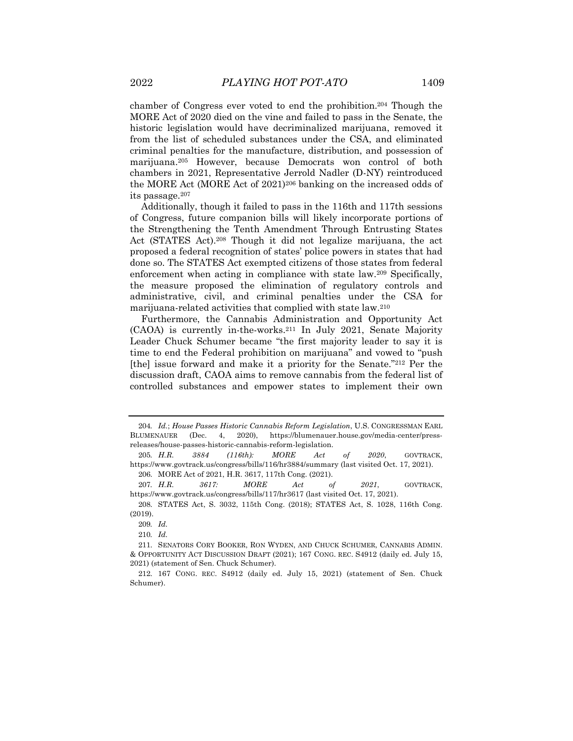chamber of Congress ever voted to end the prohibition.[204] Though the MORE Act of 2020 died on the vine and failed to pass in the Senate, the historic legislation would have decriminalized marijuana, removed it from the list of scheduled substances under the CSA, and eliminated criminal penalties for the manufacture, distribution, and possession of marijuana.[205] However, because Democrats won control of both chambers in 2021, Representative Jerrold Nadler (D-NY) reintroduced the MORE Act (MORE Act of 2021)[206] banking on the increased odds of its passage.[207]

Additionally, though it failed to pass in the 116th and 117th sessions of Congress, future companion bills will likely incorporate portions of the Strengthening the Tenth Amendment Through Entrusting States Act (STATES Act).[208] Though it did not legalize marijuana, the act proposed a federal recognition of states' police powers in states that had done so. The STATES Act exempted citizens of those states from federal enforcement when acting in compliance with state law.[209] Specifically, the measure proposed the elimination of regulatory controls and administrative, civil, and criminal penalties under the CSA for marijuana-related activities that complied with state law.[210]

Furthermore, the Cannabis Administration and Opportunity Act (CAOA) is currently in-the-works.[211] In July 2021, Senate Majority Leader Chuck Schumer became "the first majority leader to say it is time to end the Federal prohibition on marijuana" and vowed to "push [the] issue forward and make it a priority for the Senate."[212] Per the discussion draft, CAOA aims to remove cannabis from the federal list of controlled substances and empower states to implement their own

---

204. *Id.*; *House Passes Historic Cannabis Reform Legislation*, U.S. CONGRESSMAN EARL BLUMENAUER (Dec. 4, 2020), https://blumenauer.house.gov/media-center/press-releases/house-passes-historic-cannabis-reform-legislation.

205. *H.R. 3884 (116th): MORE Act of 2020*, GOVTRACK, https://www.govtrack.us/congress/bills/116/hr3884/summary (last visited Oct. 17, 2021).

206. MORE Act of 2021, H.R. 3617, 117th Cong. (2021).

207. *H.R. 3617: MORE Act of 2021*, GOVTRACK, https://www.govtrack.us/congress/bills/117/hr3617 (last visited Oct. 17, 2021).

208. STATES Act, S. 3032, 115th Cong. (2018); STATES Act, S. 1028, 116th Cong. (2019).

209. *Id.*

210. *Id.*

211. SENATORS CORY BOOKER, RON WYDEN, AND CHUCK SCHUMER, CANNABIS ADMIN. & OPPORTUNITY ACT DISCUSSION DRAFT (2021); 167 CONG. REC. S4912 (daily ed. July 15, 2021) (statement of Sen. Chuck Schumer).

212. 167 CONG. REC. S4912 (daily ed. July 15, 2021) (statement of Sen. Chuck Schumer).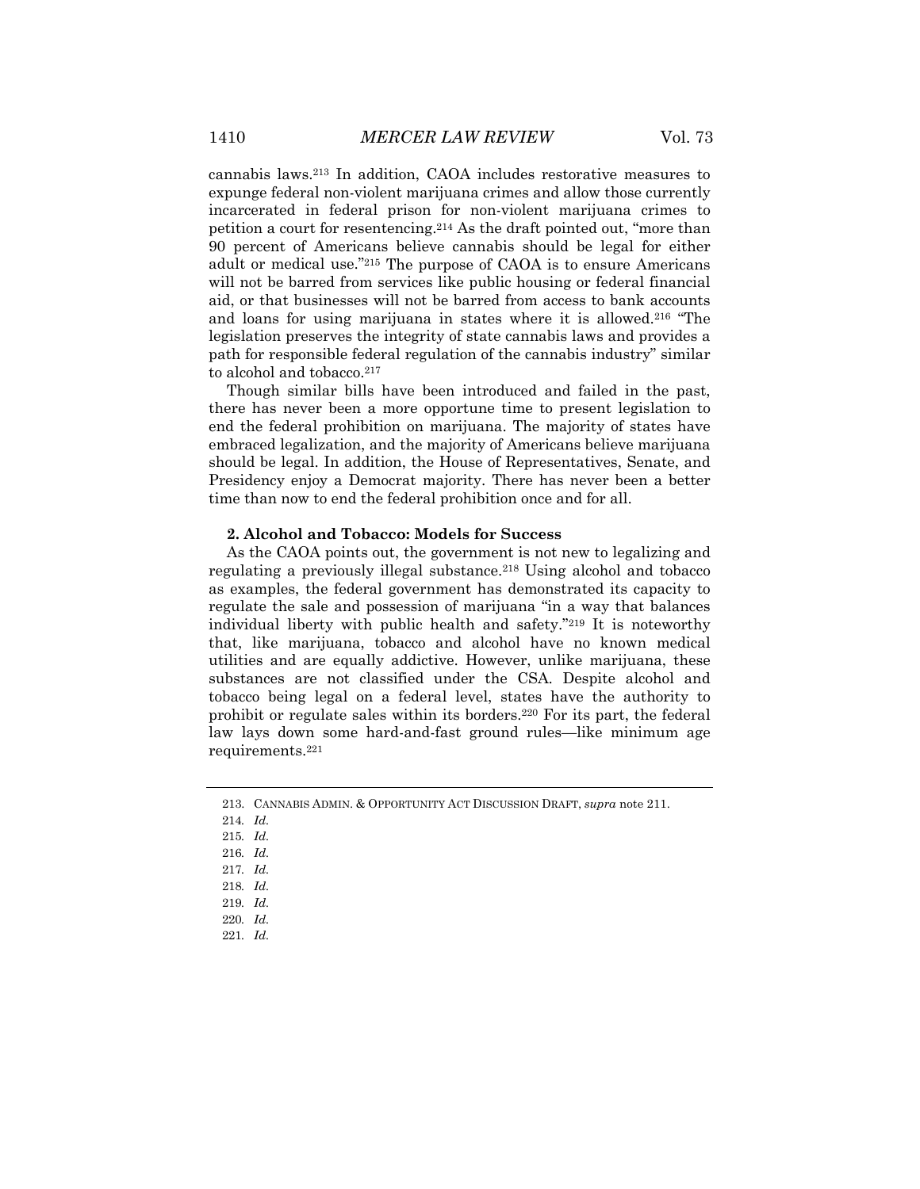cannabis laws.[213] In addition, CAOA includes restorative measures to expunge federal non-violent marijuana crimes and allow those currently incarcerated in federal prison for non-violent marijuana crimes to petition a court for resentencing.[214] As the draft pointed out, "more than 90 percent of Americans believe cannabis should be legal for either adult or medical use."[215] The purpose of CAOA is to ensure Americans will not be barred from services like public housing or federal financial aid, or that businesses will not be barred from access to bank accounts and loans for using marijuana in states where it is allowed.[216] "The legislation preserves the integrity of state cannabis laws and provides a path for responsible federal regulation of the cannabis industry" similar to alcohol and tobacco.[217]

Though similar bills have been introduced and failed in the past, there has never been a more opportune time to present legislation to end the federal prohibition on marijuana. The majority of states have embraced legalization, and the majority of Americans believe marijuana should be legal. In addition, the House of Representatives, Senate, and Presidency enjoy a Democrat majority. There has never been a better time than now to end the federal prohibition once and for all.

#### 2. Alcohol and Tobacco: Models for Success

As the CAOA points out, the government is not new to legalizing and regulating a previously illegal substance.[218] Using alcohol and tobacco as examples, the federal government has demonstrated its capacity to regulate the sale and possession of marijuana "in a way that balances individual liberty with public health and safety."[219] It is noteworthy that, like marijuana, tobacco and alcohol have no known medical utilities and are equally addictive. However, unlike marijuana, these substances are not classified under the CSA. Despite alcohol and tobacco being legal on a federal level, states have the authority to prohibit or regulate sales within its borders.[220] For its part, the federal law lays down some hard-and-fast ground rules—like minimum age requirements.[221]

---

213. CANNABIS ADMIN. & OPPORTUNITY ACT DISCUSSION DRAFT, *supra* note 211.

214. *Id.*

215. *Id.*

216. *Id.*

217. *Id.*

218. *Id.*

219. *Id.*

220. *Id.*

221. *Id.*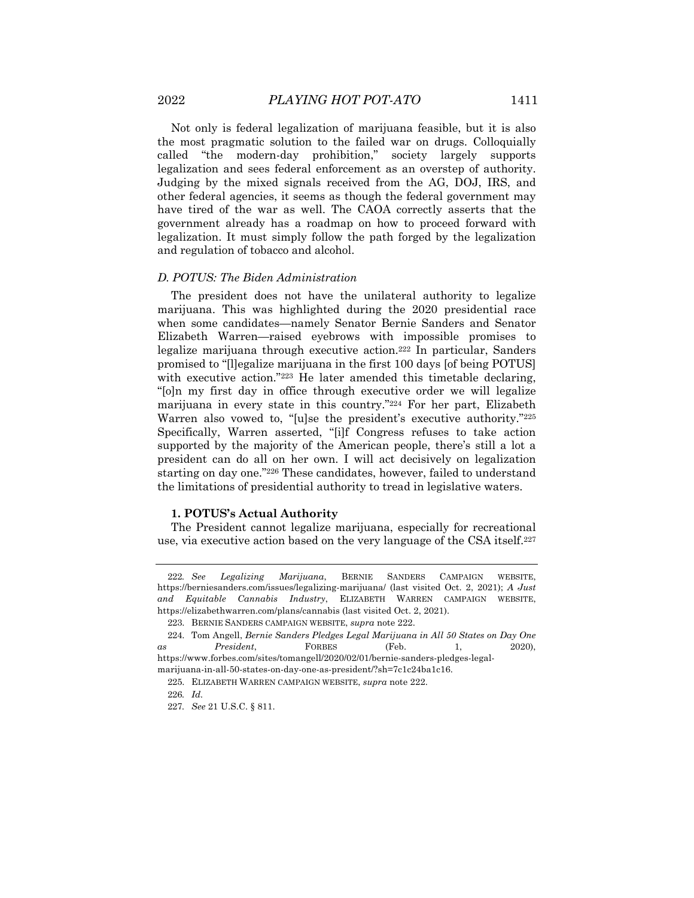Not only is federal legalization of marijuana feasible, but it is also the most pragmatic solution to the failed war on drugs. Colloquially called "the modern-day prohibition," society largely supports legalization and sees federal enforcement as an overstep of authority. Judging by the mixed signals received from the AG, DOJ, IRS, and other federal agencies, it seems as though the federal government may have tired of the war as well. The CAOA correctly asserts that the government already has a roadmap on how to proceed forward with legalization. It must simply follow the path forged by the legalization and regulation of tobacco and alcohol.

### *D. POTUS: The Biden Administration*

The president does not have the unilateral authority to legalize marijuana. This was highlighted during the 2020 presidential race when some candidates—namely Senator Bernie Sanders and Senator Elizabeth Warren—raised eyebrows with impossible promises to legalize marijuana through executive action.[222] In particular, Sanders promised to "[l]egalize marijuana in the first 100 days [of being POTUS] with executive action."[223] He later amended this timetable declaring, "[o]n my first day in office through executive order we will legalize marijuana in every state in this country."[224] For her part, Elizabeth Warren also vowed to, "[u]se the president's executive authority."[225] Specifically, Warren asserted, "[i]f Congress refuses to take action supported by the majority of the American people, there's still a lot a president can do all on her own. I will act decisively on legalization starting on day one."[226] These candidates, however, failed to understand the limitations of presidential authority to tread in legislative waters.

#### **1. POTUS's Actual Authority**

The President cannot legalize marijuana, especially for recreational use, via executive action based on the very language of the CSA itself.[227]

---

222. *See Legalizing Marijuana*, BERNIE SANDERS CAMPAIGN WEBSITE, https://berniesanders.com/issues/legalizing-marijuana/ (last visited Oct. 2, 2021); *A Just and Equitable Cannabis Industry*, ELIZABETH WARREN CAMPAIGN WEBSITE, https://elizabethwarren.com/plans/cannabis (last visited Oct. 2, 2021).

223. BERNIE SANDERS CAMPAIGN WEBSITE, *supra* note 222.

224. Tom Angell, *Bernie Sanders Pledges Legal Marijuana in All 50 States on Day One as President*, FORBES (Feb. 1, 2020), https://www.forbes.com/sites/tomangell/2020/02/01/bernie-sanders-pledges-legal-marijuana-in-all-50-states-on-day-one-as-president/?sh=7c1c24ba1c16.

225. ELIZABETH WARREN CAMPAIGN WEBSITE, *supra* note 222.

226. *Id.*

227. *See* 21 U.S.C. § 811.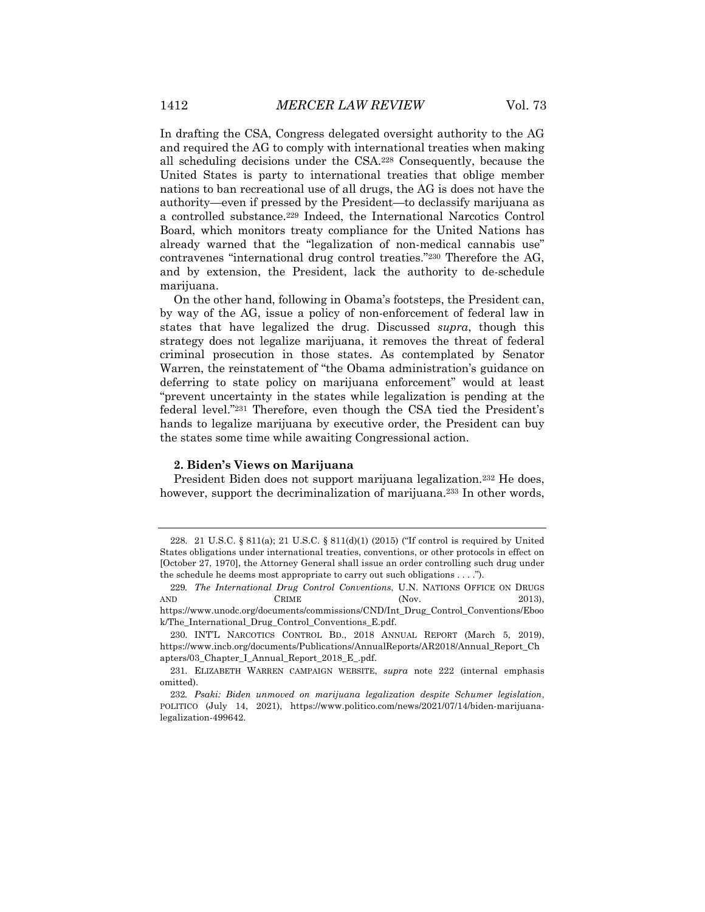In drafting the CSA, Congress delegated oversight authority to the AG and required the AG to comply with international treaties when making all scheduling decisions under the CSA.[228] Consequently, because the United States is party to international treaties that oblige member nations to ban recreational use of all drugs, the AG is does not have the authority—even if pressed by the President—to declassify marijuana as a controlled substance.[229] Indeed, the International Narcotics Control Board, which monitors treaty compliance for the United Nations has already warned that the "legalization of non-medical cannabis use" contravenes "international drug control treaties."[230] Therefore the AG, and by extension, the President, lack the authority to de-schedule marijuana.

On the other hand, following in Obama's footsteps, the President can, by way of the AG, issue a policy of non-enforcement of federal law in states that have legalized the drug. Discussed *supra*, though this strategy does not legalize marijuana, it removes the threat of federal criminal prosecution in those states. As contemplated by Senator Warren, the reinstatement of "the Obama administration's guidance on deferring to state policy on marijuana enforcement" would at least "prevent uncertainty in the states while legalization is pending at the federal level."[231] Therefore, even though the CSA tied the President's hands to legalize marijuana by executive order, the President can buy the states some time while awaiting Congressional action.

**2. Biden's Views on Marijuana**

President Biden does not support marijuana legalization.[232] He does, however, support the decriminalization of marijuana.[233] In other words,

---

228. 21 U.S.C. § 811(a); 21 U.S.C. § 811(d)(1) (2015) ("If control is required by United States obligations under international treaties, conventions, or other protocols in effect on [October 27, 1970], the Attorney General shall issue an order controlling such drug under the schedule he deems most appropriate to carry out such obligations . . . .").

229. *The International Drug Control Conventions*, U.N. NATIONS OFFICE ON DRUGS AND CRIME (Nov. 2013), https://www.unodc.org/documents/commissions/CND/Int_Drug_Control_Conventions/Ebook/The_International_Drug_Control_Conventions_E.pdf.

230. INT'L NARCOTICS CONTROL BD., 2018 ANNUAL REPORT (March 5, 2019), https://www.incb.org/documents/Publications/AnnualReports/AR2018/Annual_Report_Chapters/03_Chapter_I_Annual_Report_2018_E_.pdf.

231. ELIZABETH WARREN CAMPAIGN WEBSITE, *supra* note 222 (internal emphasis omitted).

232. *Psaki: Biden unmoved on marijuana legalization despite Schumer legislation*, POLITICO (July 14, 2021), https://www.politico.com/news/2021/07/14/biden-marijuana-legalization-499642.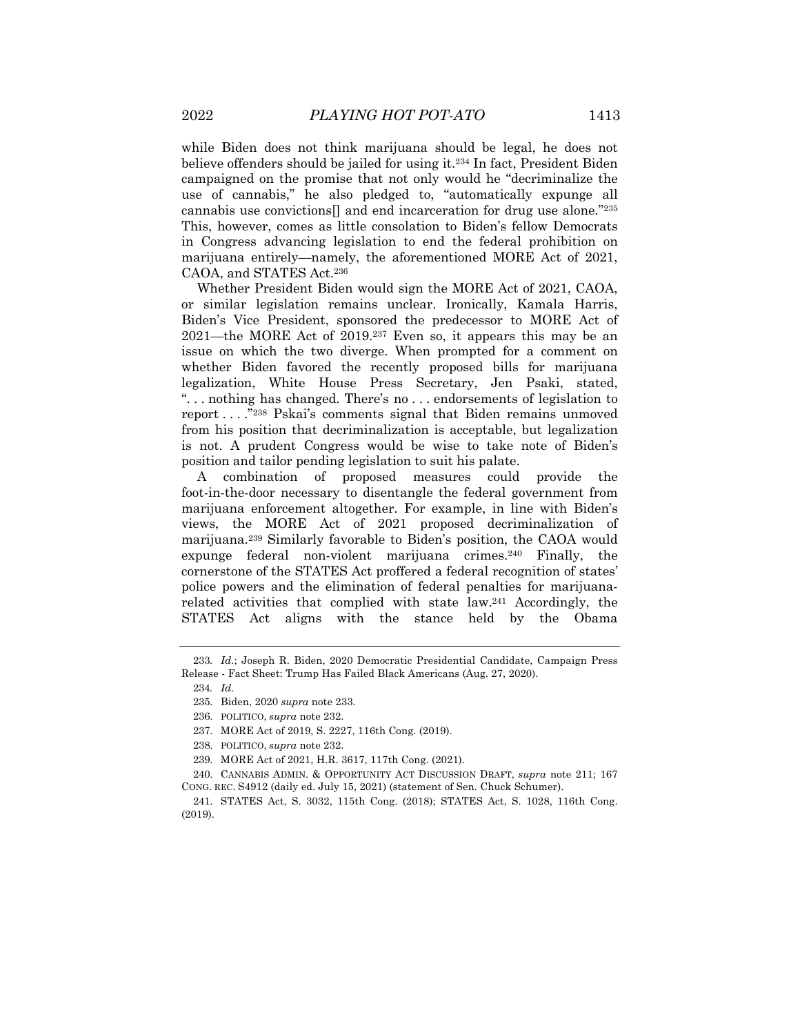while Biden does not think marijuana should be legal, he does not believe offenders should be jailed for using it.[234] In fact, President Biden campaigned on the promise that not only would he "decriminalize the use of cannabis," he also pledged to, "automatically expunge all cannabis use convictions[] and end incarceration for drug use alone."[235] This, however, comes as little consolation to Biden's fellow Democrats in Congress advancing legislation to end the federal prohibition on marijuana entirely—namely, the aforementioned MORE Act of 2021, CAOA, and STATES Act.[236]

Whether President Biden would sign the MORE Act of 2021, CAOA, or similar legislation remains unclear. Ironically, Kamala Harris, Biden's Vice President, sponsored the predecessor to MORE Act of 2021—the MORE Act of 2019.[237] Even so, it appears this may be an issue on which the two diverge. When prompted for a comment on whether Biden favored the recently proposed bills for marijuana legalization, White House Press Secretary, Jen Psaki, stated, ". . . nothing has changed. There's no . . . endorsements of legislation to report . . . ."[238] Pskai's comments signal that Biden remains unmoved from his position that decriminalization is acceptable, but legalization is not. A prudent Congress would be wise to take note of Biden's position and tailor pending legislation to suit his palate.

A combination of proposed measures could provide the foot-in-the-door necessary to disentangle the federal government from marijuana enforcement altogether. For example, in line with Biden's views, the MORE Act of 2021 proposed decriminalization of marijuana.[239] Similarly favorable to Biden's position, the CAOA would expunge federal non-violent marijuana crimes.[240] Finally, the cornerstone of the STATES Act proffered a federal recognition of states' police powers and the elimination of federal penalties for marijuana-related activities that complied with state law.[241] Accordingly, the STATES Act aligns with the stance held by the Obama

---

233. *Id.*; Joseph R. Biden, 2020 Democratic Presidential Candidate, Campaign Press Release - Fact Sheet: Trump Has Failed Black Americans (Aug. 27, 2020).

234. *Id.*

235. Biden, 2020 *supra* note 233.

236. POLITICO, *supra* note 232.

237. MORE Act of 2019, S. 2227, 116th Cong. (2019).

238. POLITICO, *supra* note 232.

239. MORE Act of 2021, H.R. 3617, 117th Cong. (2021).

240. CANNABIS ADMIN. & OPPORTUNITY ACT DISCUSSION DRAFT, *supra* note 211; 167 CONG. REC. S4912 (daily ed. July 15, 2021) (statement of Sen. Chuck Schumer).

241. STATES Act, S. 3032, 115th Cong. (2018); STATES Act, S. 1028, 116th Cong. (2019).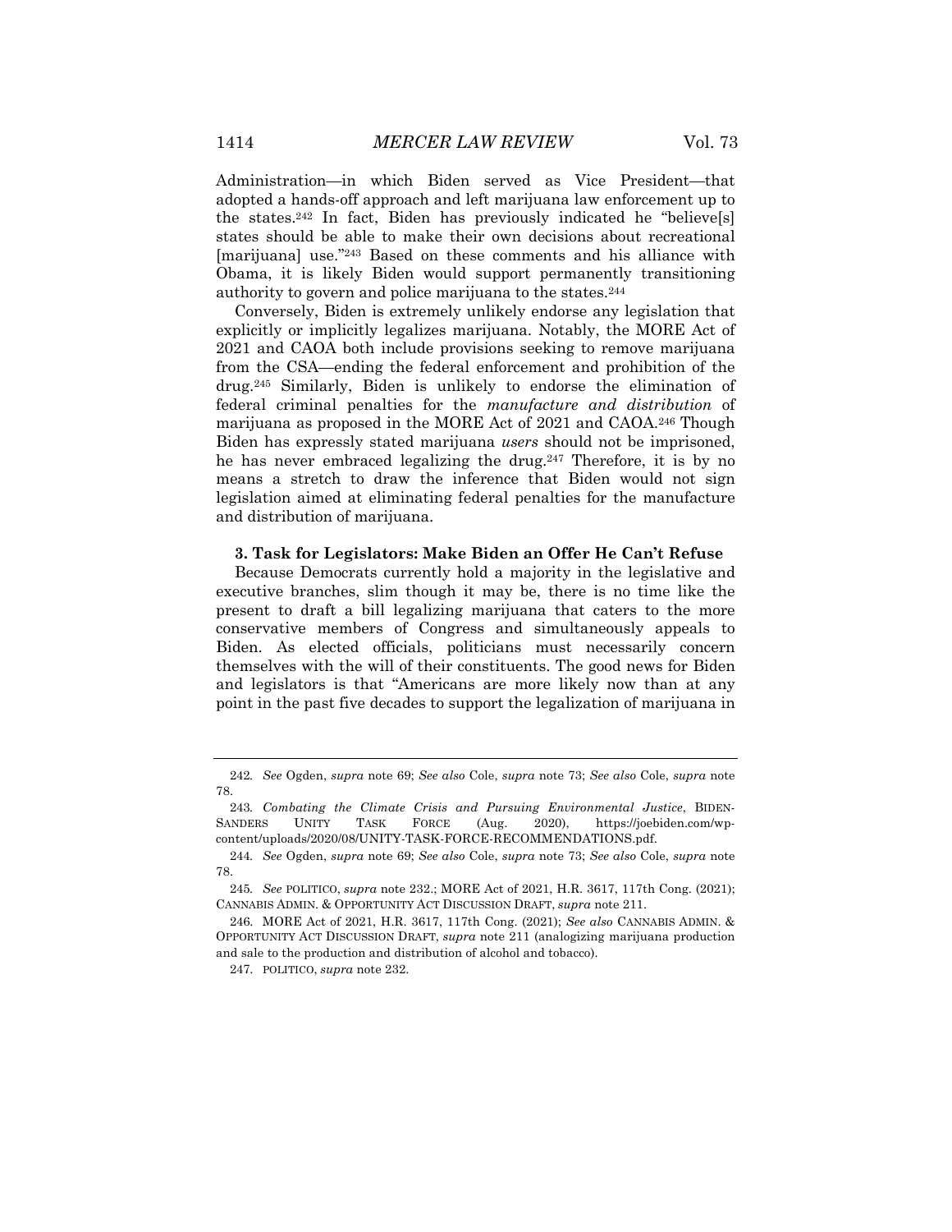Administration—in which Biden served as Vice President—that adopted a hands-off approach and left marijuana law enforcement up to the states.[242] In fact, Biden has previously indicated he "believe[s] states should be able to make their own decisions about recreational [marijuana] use."[243] Based on these comments and his alliance with Obama, it is likely Biden would support permanently transitioning authority to govern and police marijuana to the states.[244]

Conversely, Biden is extremely unlikely endorse any legislation that explicitly or implicitly legalizes marijuana. Notably, the MORE Act of 2021 and CAOA both include provisions seeking to remove marijuana from the CSA—ending the federal enforcement and prohibition of the drug.[245] Similarly, Biden is unlikely to endorse the elimination of federal criminal penalties for the *manufacture and distribution* of marijuana as proposed in the MORE Act of 2021 and CAOA.[246] Though Biden has expressly stated marijuana *users* should not be imprisoned, he has never embraced legalizing the drug.[247] Therefore, it is by no means a stretch to draw the inference that Biden would not sign legislation aimed at eliminating federal penalties for the manufacture and distribution of marijuana.

### 3. Task for Legislators: Make Biden an Offer He Can't Refuse

Because Democrats currently hold a majority in the legislative and executive branches, slim though it may be, there is no time like the present to draft a bill legalizing marijuana that caters to the more conservative members of Congress and simultaneously appeals to Biden. As elected officials, politicians must necessarily concern themselves with the will of their constituents. The good news for Biden and legislators is that "Americans are more likely now than at any point in the past five decades to support the legalization of marijuana in

---

242. *See* Ogden, *supra* note 69; *See also* Cole, *supra* note 73; *See also* Cole, *supra* note 78.

243. *Combating the Climate Crisis and Pursuing Environmental Justice*, BIDEN-SANDERS UNITY TASK FORCE (Aug. 2020), https://joebiden.com/wp-content/uploads/2020/08/UNITY-TASK-FORCE-RECOMMENDATIONS.pdf.

244. *See* Ogden, *supra* note 69; *See also* Cole, *supra* note 73; *See also* Cole, *supra* note 78.

245. *See* POLITICO, *supra* note 232.; MORE Act of 2021, H.R. 3617, 117th Cong. (2021); CANNABIS ADMIN. & OPPORTUNITY ACT DISCUSSION DRAFT, *supra* note 211.

246. MORE Act of 2021, H.R. 3617, 117th Cong. (2021); *See also* CANNABIS ADMIN. & OPPORTUNITY ACT DISCUSSION DRAFT, *supra* note 211 (analogizing marijuana production and sale to the production and distribution of alcohol and tobacco).

247. POLITICO, *supra* note 232.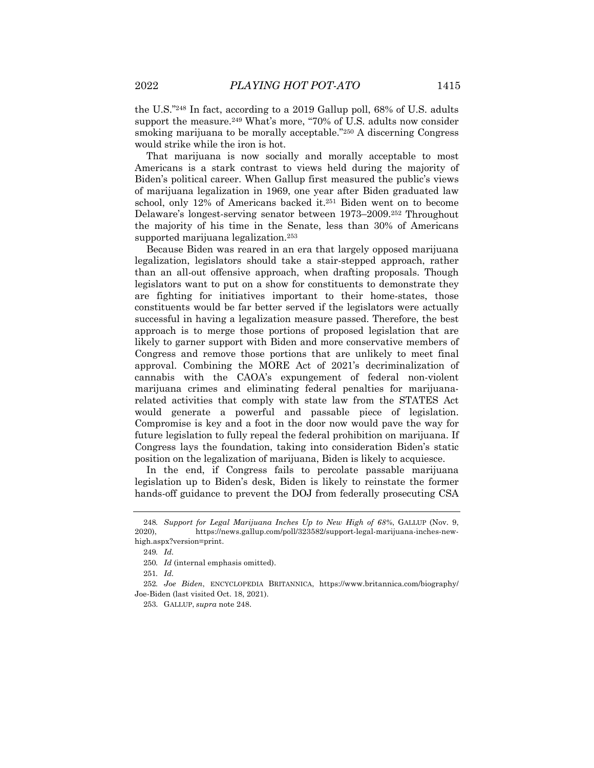the U.S."[248] In fact, according to a 2019 Gallup poll, 68% of U.S. adults support the measure.[249] What's more, "70% of U.S. adults now consider smoking marijuana to be morally acceptable."[250] A discerning Congress would strike while the iron is hot.

That marijuana is now socially and morally acceptable to most Americans is a stark contrast to views held during the majority of Biden's political career. When Gallup first measured the public's views of marijuana legalization in 1969, one year after Biden graduated law school, only 12% of Americans backed it.[251] Biden went on to become Delaware's longest-serving senator between 1973–2009.[252] Throughout the majority of his time in the Senate, less than 30% of Americans supported marijuana legalization.[253]

Because Biden was reared in an era that largely opposed marijuana legalization, legislators should take a stair-stepped approach, rather than an all-out offensive approach, when drafting proposals. Though legislators want to put on a show for constituents to demonstrate they are fighting for initiatives important to their home-states, those constituents would be far better served if the legislators were actually successful in having a legalization measure passed. Therefore, the best approach is to merge those portions of proposed legislation that are likely to garner support with Biden and more conservative members of Congress and remove those portions that are unlikely to meet final approval. Combining the MORE Act of 2021's decriminalization of cannabis with the CAOA's expungement of federal non-violent marijuana crimes and eliminating federal penalties for marijuana-related activities that comply with state law from the STATES Act would generate a powerful and passable piece of legislation. Compromise is key and a foot in the door now would pave the way for future legislation to fully repeal the federal prohibition on marijuana. If Congress lays the foundation, taking into consideration Biden's static position on the legalization of marijuana, Biden is likely to acquiesce.

In the end, if Congress fails to percolate passable marijuana legislation up to Biden's desk, Biden is likely to reinstate the former hands-off guidance to prevent the DOJ from federally prosecuting CSA

---

248. *Support for Legal Marijuana Inches Up to New High of 68%*, GALLUP (Nov. 9, 2020), https://news.gallup.com/poll/323582/support-legal-marijuana-inches-new-high.aspx?version=print.

249. *Id.*

250. *Id* (internal emphasis omitted).

251. *Id.*

252. *Joe Biden*, ENCYCLOPEDIA BRITANNICA, https://www.britannica.com/biography/Joe-Biden (last visited Oct. 18, 2021).

253. GALLUP, *supra* note 248.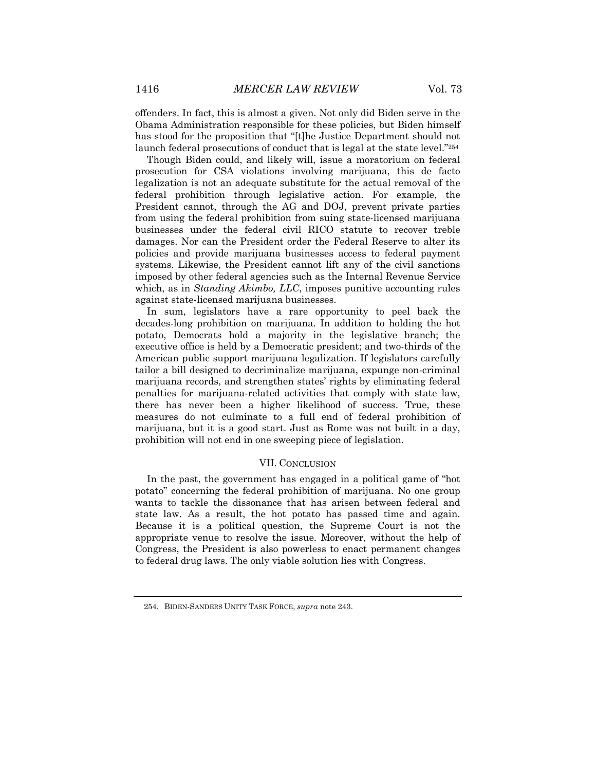offenders. In fact, this is almost a given. Not only did Biden serve in the Obama Administration responsible for these policies, but Biden himself has stood for the proposition that "[t]he Justice Department should not launch federal prosecutions of conduct that is legal at the state level."[254]

Though Biden could, and likely will, issue a moratorium on federal prosecution for CSA violations involving marijuana, this de facto legalization is not an adequate substitute for the actual removal of the federal prohibition through legislative action. For example, the President cannot, through the AG and DOJ, prevent private parties from using the federal prohibition from suing state-licensed marijuana businesses under the federal civil RICO statute to recover treble damages. Nor can the President order the Federal Reserve to alter its policies and provide marijuana businesses access to federal payment systems. Likewise, the President cannot lift any of the civil sanctions imposed by other federal agencies such as the Internal Revenue Service which, as in *Standing Akimbo, LLC*, imposes punitive accounting rules against state-licensed marijuana businesses.

In sum, legislators have a rare opportunity to peel back the decades-long prohibition on marijuana. In addition to holding the hot potato, Democrats hold a majority in the legislative branch; the executive office is held by a Democratic president; and two-thirds of the American public support marijuana legalization. If legislators carefully tailor a bill designed to decriminalize marijuana, expunge non-criminal marijuana records, and strengthen states' rights by eliminating federal penalties for marijuana-related activities that comply with state law, there has never been a higher likelihood of success. True, these measures do not culminate to a full end of federal prohibition of marijuana, but it is a good start. Just as Rome was not built in a day, prohibition will not end in one sweeping piece of legislation.

## VII. CONCLUSION

In the past, the government has engaged in a political game of "hot potato" concerning the federal prohibition of marijuana. No one group wants to tackle the dissonance that has arisen between federal and state law. As a result, the hot potato has passed time and again. Because it is a political question, the Supreme Court is not the appropriate venue to resolve the issue. Moreover, without the help of Congress, the President is also powerless to enact permanent changes to federal drug laws. The only viable solution lies with Congress.

---

254. BIDEN-SANDERS UNITY TASK FORCE, *supra* note 243.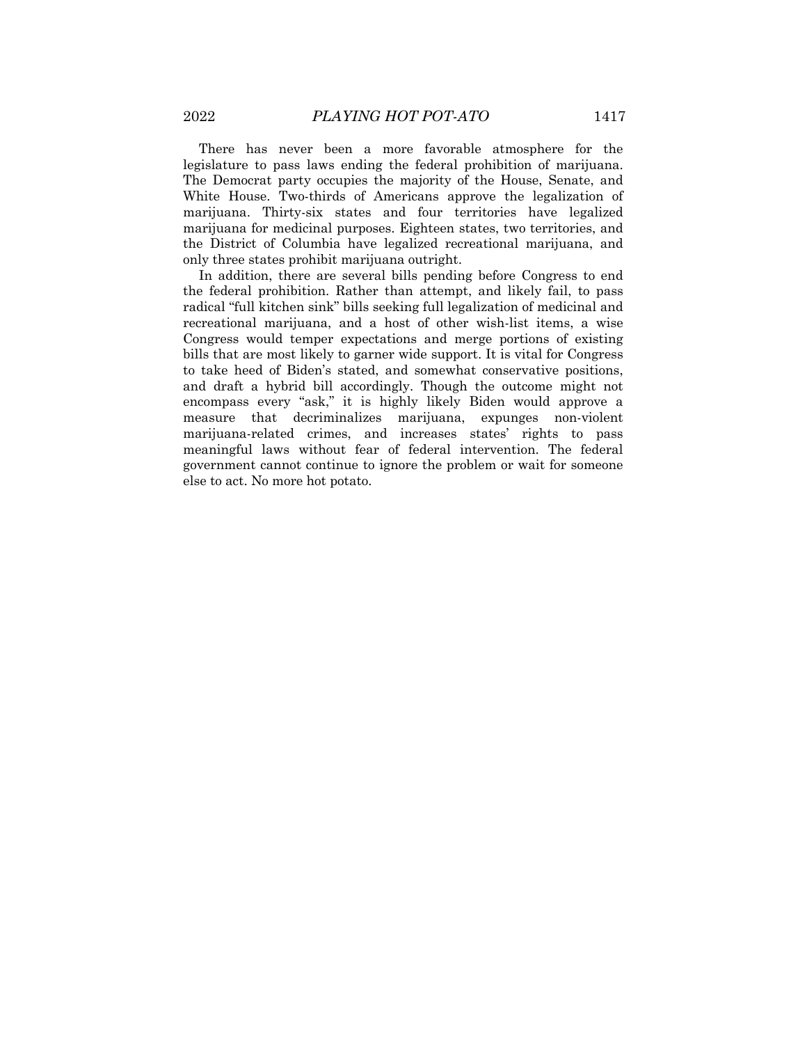There has never been a more favorable atmosphere for the legislature to pass laws ending the federal prohibition of marijuana. The Democrat party occupies the majority of the House, Senate, and White House. Two-thirds of Americans approve the legalization of marijuana. Thirty-six states and four territories have legalized marijuana for medicinal purposes. Eighteen states, two territories, and the District of Columbia have legalized recreational marijuana, and only three states prohibit marijuana outright.

In addition, there are several bills pending before Congress to end the federal prohibition. Rather than attempt, and likely fail, to pass radical "full kitchen sink" bills seeking full legalization of medicinal and recreational marijuana, and a host of other wish-list items, a wise Congress would temper expectations and merge portions of existing bills that are most likely to garner wide support. It is vital for Congress to take heed of Biden's stated, and somewhat conservative positions, and draft a hybrid bill accordingly. Though the outcome might not encompass every "ask," it is highly likely Biden would approve a measure that decriminalizes marijuana, expunges non-violent marijuana-related crimes, and increases states' rights to pass meaningful laws without fear of federal intervention. The federal government cannot continue to ignore the problem or wait for someone else to act. No more hot potato.